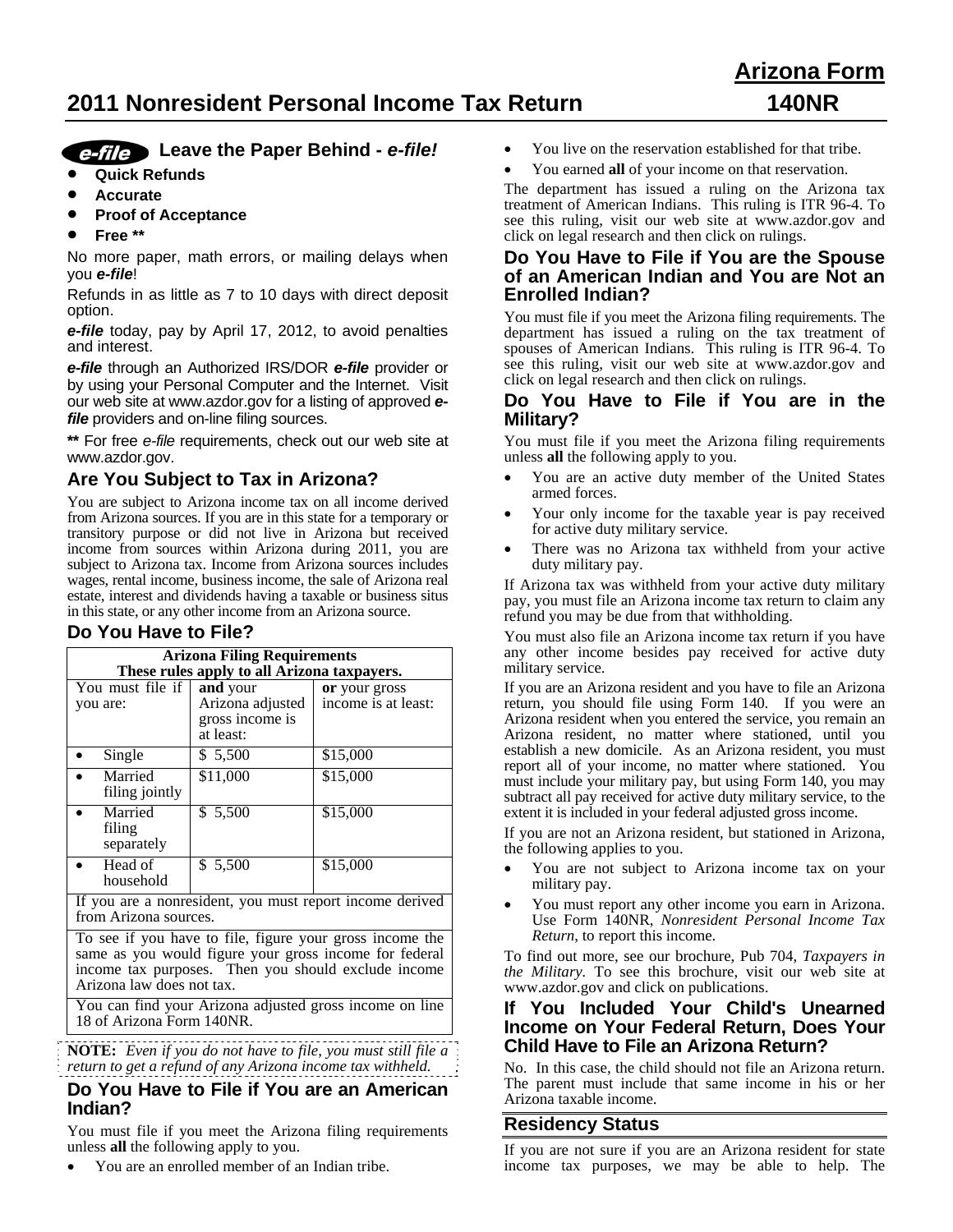# Arizona Form 140NR

## 2011 Nonresident Personal Income Tax Return

### e-file Leave the Paper Behind - *e-file!*

- **Quick Refunds**
- **Accurate**
- **Proof of Acceptance**
- **Free \*\***

No more paper, math errors, or mailing delays when you ***e-file***!

Refunds in as little as 7 to 10 days with direct deposit option.

***e-file*** today, pay by April 17, 2012, to avoid penalties and interest.

***e-file*** through an Authorized IRS/DOR ***e-file*** provider or by using your Personal Computer and the Internet. Visit our web site at www.azdor.gov for a listing of approved ***e-file*** providers and on-line filing sources.

**\*\*** For free *e-file* requirements, check out our web site at www.azdor.gov.

### Are You Subject to Tax in Arizona?

You are subject to Arizona income tax on all income derived from Arizona sources. If you are in this state for a temporary or transitory purpose or did not live in Arizona but received income from sources within Arizona during 2011, you are subject to Arizona tax. Income from Arizona sources includes wages, rental income, business income, the sale of Arizona real estate, interest and dividends having a taxable or business situs in this state, or any other income from an Arizona source.

### Do You Have to File?

| **Arizona Filing Requirements These rules apply to all Arizona taxpayers.** | | |
|---|---|---|
| You must file if you are: | **and** your Arizona adjusted gross income is at least: | **or** your gross income is at least: |
| • Single | $ 5,500 | $15,000 |
| • Married filing jointly | $11,000 | $15,000 |
| • Married filing separately | $ 5,500 | $15,000 |
| • Head of household | $ 5,500 | $15,000 |
| If you are a nonresident, you must report income derived from Arizona sources. | | |
| To see if you have to file, figure your gross income the same as you would figure your gross income for federal income tax purposes. Then you should exclude income Arizona law does not tax. | | |
| You can find your Arizona adjusted gross income on line 18 of Arizona Form 140NR. | | |

**NOTE:** *Even if you do not have to file, you must still file a return to get a refund of any Arizona income tax withheld.*

### Do You Have to File if You are an American Indian?

You must file if you meet the Arizona filing requirements unless **all** the following apply to you.

- You are an enrolled member of an Indian tribe.
- You live on the reservation established for that tribe.
- You earned **all** of your income on that reservation.

The department has issued a ruling on the Arizona tax treatment of American Indians. This ruling is ITR 96-4. To see this ruling, visit our web site at www.azdor.gov and click on legal research and then click on rulings.

### Do You Have to File if You are the Spouse of an American Indian and You are Not an Enrolled Indian?

You must file if you meet the Arizona filing requirements. The department has issued a ruling on the tax treatment of spouses of American Indians. This ruling is ITR 96-4. To see this ruling, visit our web site at www.azdor.gov and click on legal research and then click on rulings.

### Do You Have to File if You are in the Military?

You must file if you meet the Arizona filing requirements unless **all** the following apply to you.

- You are an active duty member of the United States armed forces.
- Your only income for the taxable year is pay received for active duty military service.
- There was no Arizona tax withheld from your active duty military pay.

If Arizona tax was withheld from your active duty military pay, you must file an Arizona income tax return to claim any refund you may be due from that withholding.

You must also file an Arizona income tax return if you have any other income besides pay received for active duty military service.

If you are an Arizona resident and you have to file an Arizona return, you should file using Form 140. If you were an Arizona resident when you entered the service, you remain an Arizona resident, no matter where stationed, until you establish a new domicile. As an Arizona resident, you must report all of your income, no matter where stationed. You must include your military pay, but using Form 140, you may subtract all pay received for active duty military service, to the extent it is included in your federal adjusted gross income.

If you are not an Arizona resident, but stationed in Arizona, the following applies to you.

- You are not subject to Arizona income tax on your military pay.
- You must report any other income you earn in Arizona. Use Form 140NR, *Nonresident Personal Income Tax Return*, to report this income.

To find out more, see our brochure, Pub 704, *Taxpayers in the Military*. To see this brochure, visit our web site at www.azdor.gov and click on publications.

### If You Included Your Child's Unearned Income on Your Federal Return, Does Your Child Have to File an Arizona Return?

No. In this case, the child should not file an Arizona return. The parent must include that same income in his or her Arizona taxable income.

## Residency Status

If you are not sure if you are an Arizona resident for state income tax purposes, we may be able to help. The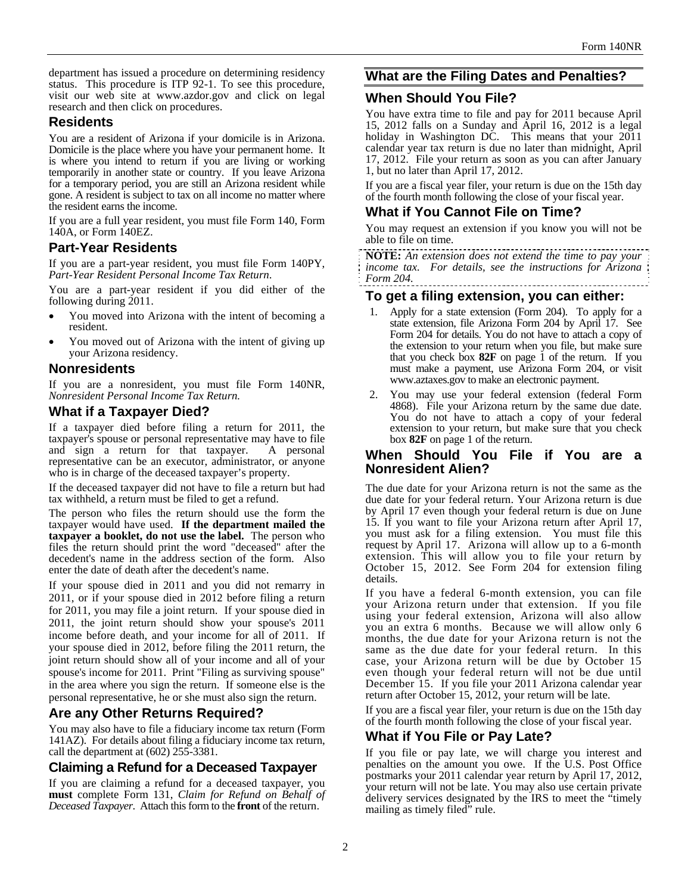department has issued a procedure on determining residency status. This procedure is ITP 92-1. To see this procedure, visit our web site at www.azdor.gov and click on legal research and then click on procedures.

### Residents

You are a resident of Arizona if your domicile is in Arizona. Domicile is the place where you have your permanent home. It is where you intend to return if you are living or working temporarily in another state or country. If you leave Arizona for a temporary period, you are still an Arizona resident while gone. A resident is subject to tax on all income no matter where the resident earns the income.

If you are a full year resident, you must file Form 140, Form 140A, or Form 140EZ.

### Part-Year Residents

If you are a part-year resident, you must file Form 140PY, *Part-Year Resident Personal Income Tax Return*.

You are a part-year resident if you did either of the following during 2011.

- You moved into Arizona with the intent of becoming a resident.
- You moved out of Arizona with the intent of giving up your Arizona residency.

### Nonresidents

If you are a nonresident, you must file Form 140NR, *Nonresident Personal Income Tax Return.*

### What if a Taxpayer Died?

If a taxpayer died before filing a return for 2011, the taxpayer's spouse or personal representative may have to file and sign a return for that taxpayer. A personal representative can be an executor, administrator, or anyone who is in charge of the deceased taxpayer's property.

If the deceased taxpayer did not have to file a return but had tax withheld, a return must be filed to get a refund.

The person who files the return should use the form the taxpayer would have used. **If the department mailed the taxpayer a booklet, do not use the label.** The person who files the return should print the word "deceased" after the decedent's name in the address section of the form. Also enter the date of death after the decedent's name.

If your spouse died in 2011 and you did not remarry in 2011, or if your spouse died in 2012 before filing a return for 2011, you may file a joint return. If your spouse died in 2011, the joint return should show your spouse's 2011 income before death, and your income for all of 2011. If your spouse died in 2012, before filing the 2011 return, the joint return should show all of your income and all of your spouse's income for 2011. Print "Filing as surviving spouse" in the area where you sign the return. If someone else is the personal representative, he or she must also sign the return.

### Are any Other Returns Required?

You may also have to file a fiduciary income tax return (Form 141AZ). For details about filing a fiduciary income tax return, call the department at (602) 255-3381.

### Claiming a Refund for a Deceased Taxpayer

If you are claiming a refund for a deceased taxpayer, you **must** complete Form 131, *Claim for Refund on Behalf of Deceased Taxpayer*. Attach this form to the **front** of the return.

## What are the Filing Dates and Penalties?

### When Should You File?

You have extra time to file and pay for 2011 because April 15, 2012 falls on a Sunday and April 16, 2012 is a legal holiday in Washington DC. This means that your 2011 calendar year tax return is due no later than midnight, April 17, 2012. File your return as soon as you can after January 1, but no later than April 17, 2012.

If you are a fiscal year filer, your return is due on the 15th day of the fourth month following the close of your fiscal year.

### What if You Cannot File on Time?

You may request an extension if you know you will not be able to file on time.

**NOTE:** *An extension does not extend the time to pay your income tax. For details, see the instructions for Arizona Form 204.*

### To get a filing extension, you can either:

1. Apply for a state extension (Form 204). To apply for a state extension, file Arizona Form 204 by April 17. See Form 204 for details. You do not have to attach a copy of the extension to your return when you file, but make sure that you check box **82F** on page 1 of the return. If you must make a payment, use Arizona Form 204, or visit www.aztaxes.gov to make an electronic payment.
2. You may use your federal extension (federal Form 4868). File your Arizona return by the same due date. You do not have to attach a copy of your federal extension to your return, but make sure that you check box **82F** on page 1 of the return.

### When Should You File if You are a Nonresident Alien?

The due date for your Arizona return is not the same as the due date for your federal return. Your Arizona return is due by April 17 even though your federal return is due on June 15. If you want to file your Arizona return after April 17, you must ask for a filing extension. You must file this request by April 17. Arizona will allow up to a 6-month extension. This will allow you to file your return by October 15, 2012. See Form 204 for extension filing details.

If you have a federal 6-month extension, you can file your Arizona return under that extension. If you file using your federal extension, Arizona will also allow you an extra 6 months. Because we will allow only 6 months, the due date for your Arizona return is not the same as the due date for your federal return. In this case, your Arizona return will be due by October 15 even though your federal return will not be due until December 15. If you file your 2011 Arizona calendar year return after October 15, 2012, your return will be late.

If you are a fiscal year filer, your return is due on the 15th day of the fourth month following the close of your fiscal year.

### What if You File or Pay Late?

If you file or pay late, we will charge you interest and penalties on the amount you owe. If the U.S. Post Office postmarks your 2011 calendar year return by April 17, 2012, your return will not be late. You may also use certain private delivery services designated by the IRS to meet the "timely mailing as timely filed" rule.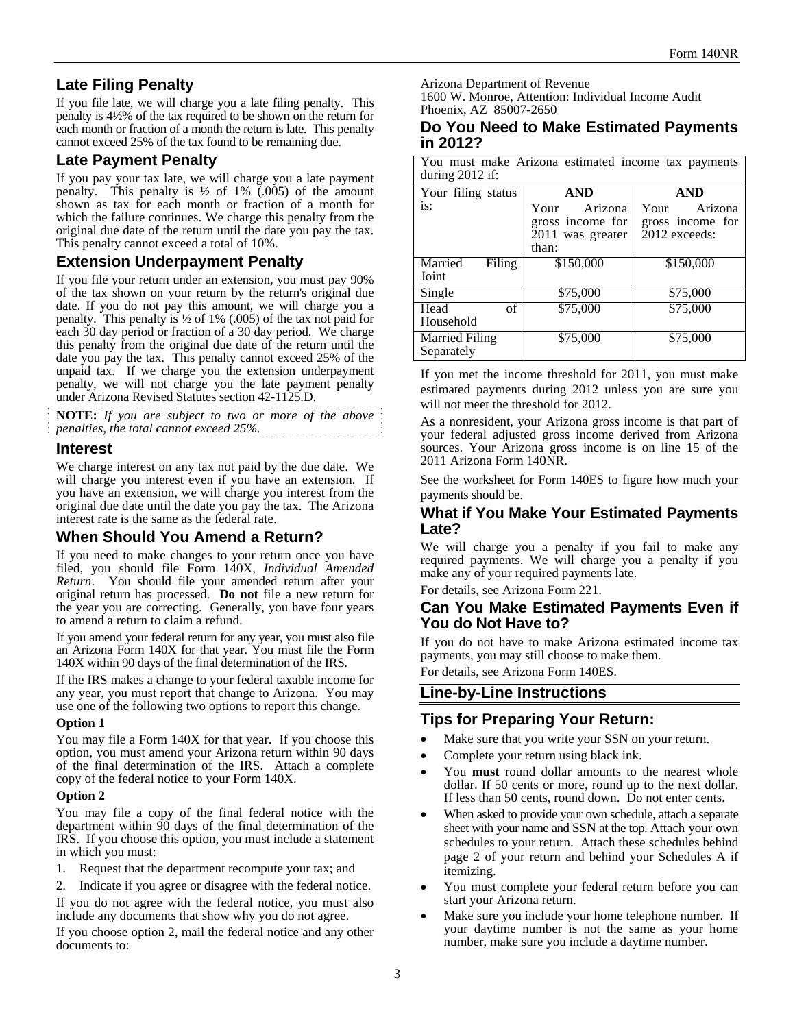## Late Filing Penalty

If you file late, we will charge you a late filing penalty. This penalty is 4½% of the tax required to be shown on the return for each month or fraction of a month the return is late. This penalty cannot exceed 25% of the tax found to be remaining due.

## Late Payment Penalty

If you pay your tax late, we will charge you a late payment penalty. This penalty is ½ of 1% (.005) of the amount shown as tax for each month or fraction of a month for which the failure continues. We charge this penalty from the original due date of the return until the date you pay the tax. This penalty cannot exceed a total of 10%.

## Extension Underpayment Penalty

If you file your return under an extension, you must pay 90% of the tax shown on your return by the return's original due date. If you do not pay this amount, we will charge you a penalty. This penalty is ½ of 1% (.005) of the tax not paid for each 30 day period or fraction of a 30 day period. We charge this penalty from the original due date of the return until the date you pay the tax. This penalty cannot exceed 25% of the unpaid tax. If we charge you the extension underpayment penalty, we will not charge you the late payment penalty under Arizona Revised Statutes section 42-1125.D.

**NOTE:** *If you are subject to two or more of the above penalties, the total cannot exceed 25%.*

## Interest

We charge interest on any tax not paid by the due date. We will charge you interest even if you have an extension. If you have an extension, we will charge you interest from the original due date until the date you pay the tax. The Arizona interest rate is the same as the federal rate.

## When Should You Amend a Return?

If you need to make changes to your return once you have filed, you should file Form 140X, *Individual Amended Return*. You should file your amended return after your original return has processed. **Do not** file a new return for the year you are correcting. Generally, you have four years to amend a return to claim a refund.

If you amend your federal return for any year, you must also file an Arizona Form 140X for that year. You must file the Form 140X within 90 days of the final determination of the IRS.

If the IRS makes a change to your federal taxable income for any year, you must report that change to Arizona. You may use one of the following two options to report this change.

**Option 1**

You may file a Form 140X for that year. If you choose this option, you must amend your Arizona return within 90 days of the final determination of the IRS. Attach a complete copy of the federal notice to your Form 140X.

**Option 2**

You may file a copy of the final federal notice with the department within 90 days of the final determination of the IRS. If you choose this option, you must include a statement in which you must:

1. Request that the department recompute your tax; and
2. Indicate if you agree or disagree with the federal notice.

If you do not agree with the federal notice, you must also include any documents that show why you do not agree.

If you choose option 2, mail the federal notice and any other documents to:

Arizona Department of Revenue
1600 W. Monroe, Attention: Individual Income Audit
Phoenix, AZ 85007-2650

## Do You Need to Make Estimated Payments in 2012?

You must make Arizona estimated income tax payments during 2012 if:

| Your filing status is: | AND Your Arizona gross income for 2011 was greater than: | AND Your Arizona gross income for 2012 exceeds: |
|---|---|---|
| Married Filing Joint | $150,000 | $150,000 |
| Single | $75,000 | $75,000 |
| Head of Household | $75,000 | $75,000 |
| Married Filing Separately | $75,000 | $75,000 |

If you met the income threshold for 2011, you must make estimated payments during 2012 unless you are sure you will not meet the threshold for 2012.

As a nonresident, your Arizona gross income is that part of your federal adjusted gross income derived from Arizona sources. Your Arizona gross income is on line 15 of the 2011 Arizona Form 140NR.

See the worksheet for Form 140ES to figure how much your payments should be.

## What if You Make Your Estimated Payments Late?

We will charge you a penalty if you fail to make any required payments. We will charge you a penalty if you make any of your required payments late.

For details, see Arizona Form 221.

## Can You Make Estimated Payments Even if You do Not Have to?

If you do not have to make Arizona estimated income tax payments, you may still choose to make them.

For details, see Arizona Form 140ES.

# Line-by-Line Instructions

## Tips for Preparing Your Return:

- Make sure that you write your SSN on your return.
- Complete your return using black ink.
- You **must** round dollar amounts to the nearest whole dollar. If 50 cents or more, round up to the next dollar. If less than 50 cents, round down. Do not enter cents.
- When asked to provide your own schedule, attach a separate sheet with your name and SSN at the top. Attach your own schedules to your return. Attach these schedules behind page 2 of your return and behind your Schedules A if itemizing.
- You must complete your federal return before you can start your Arizona return.
- Make sure you include your home telephone number. If your daytime number is not the same as your home number, make sure you include a daytime number.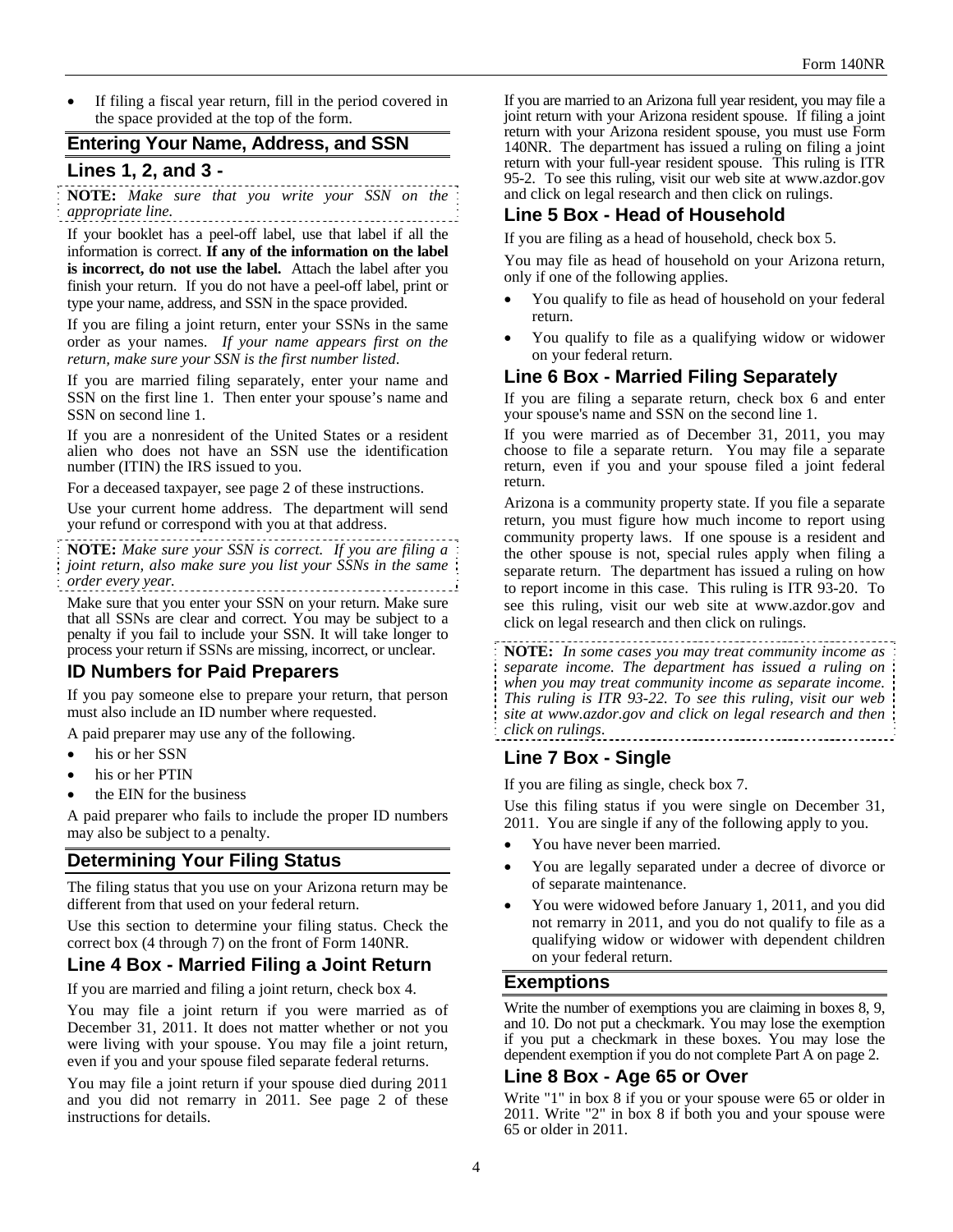- If filing a fiscal year return, fill in the period covered in the space provided at the top of the form.

## Entering Your Name, Address, and SSN

### Lines 1, 2, and 3 -

**NOTE:** *Make sure that you write your SSN on the appropriate line.*

If your booklet has a peel-off label, use that label if all the information is correct. **If any of the information on the label is incorrect, do not use the label.** Attach the label after you finish your return. If you do not have a peel-off label, print or type your name, address, and SSN in the space provided.

If you are filing a joint return, enter your SSNs in the same order as your names. *If your name appears first on the return, make sure your SSN is the first number listed*.

If you are married filing separately, enter your name and SSN on the first line 1. Then enter your spouse's name and SSN on second line 1.

If you are a nonresident of the United States or a resident alien who does not have an SSN use the identification number (ITIN) the IRS issued to you.

For a deceased taxpayer, see page 2 of these instructions.

Use your current home address. The department will send your refund or correspond with you at that address.

**NOTE:** *Make sure your SSN is correct. If you are filing a joint return, also make sure you list your SSNs in the same order every year.*

Make sure that you enter your SSN on your return. Make sure that all SSNs are clear and correct. You may be subject to a penalty if you fail to include your SSN. It will take longer to process your return if SSNs are missing, incorrect, or unclear.

## ID Numbers for Paid Preparers

If you pay someone else to prepare your return, that person must also include an ID number where requested.

A paid preparer may use any of the following.

- his or her SSN
- his or her PTIN
- the EIN for the business

A paid preparer who fails to include the proper ID numbers may also be subject to a penalty.

## Determining Your Filing Status

The filing status that you use on your Arizona return may be different from that used on your federal return.

Use this section to determine your filing status. Check the correct box (4 through 7) on the front of Form 140NR.

### Line 4 Box - Married Filing a Joint Return

If you are married and filing a joint return, check box 4.

You may file a joint return if you were married as of December 31, 2011. It does not matter whether or not you were living with your spouse. You may file a joint return, even if you and your spouse filed separate federal returns.

You may file a joint return if your spouse died during 2011 and you did not remarry in 2011. See page 2 of these instructions for details.

If you are married to an Arizona full year resident, you may file a joint return with your Arizona resident spouse. If filing a joint return with your Arizona resident spouse, you must use Form 140NR. The department has issued a ruling on filing a joint return with your full-year resident spouse. This ruling is ITR 95-2. To see this ruling, visit our web site at www.azdor.gov and click on legal research and then click on rulings.

### Line 5 Box - Head of Household

If you are filing as a head of household, check box 5.

You may file as head of household on your Arizona return, only if one of the following applies.

- You qualify to file as head of household on your federal return.
- You qualify to file as a qualifying widow or widower on your federal return.

### Line 6 Box - Married Filing Separately

If you are filing a separate return, check box 6 and enter your spouse's name and SSN on the second line 1.

If you were married as of December 31, 2011, you may choose to file a separate return. You may file a separate return, even if you and your spouse filed a joint federal return.

Arizona is a community property state. If you file a separate return, you must figure how much income to report using community property laws. If one spouse is a resident and the other spouse is not, special rules apply when filing a separate return. The department has issued a ruling on how to report income in this case. This ruling is ITR 93-20. To see this ruling, visit our web site at www.azdor.gov and click on legal research and then click on rulings.

**NOTE:** *In some cases you may treat community income as separate income. The department has issued a ruling on when you may treat community income as separate income. This ruling is ITR 93-22. To see this ruling, visit our web site at www.azdor.gov and click on legal research and then click on rulings*.

### Line 7 Box - Single

If you are filing as single, check box 7.

Use this filing status if you were single on December 31, 2011. You are single if any of the following apply to you.

- You have never been married.
- You are legally separated under a decree of divorce or of separate maintenance.
- You were widowed before January 1, 2011, and you did not remarry in 2011, and you do not qualify to file as a qualifying widow or widower with dependent children on your federal return.

## Exemptions

Write the number of exemptions you are claiming in boxes 8, 9, and 10. Do not put a checkmark. You may lose the exemption if you put a checkmark in these boxes. You may lose the dependent exemption if you do not complete Part A on page 2.

### Line 8 Box - Age 65 or Over

Write "1" in box 8 if you or your spouse were 65 or older in 2011. Write "2" in box 8 if both you and your spouse were 65 or older in 2011.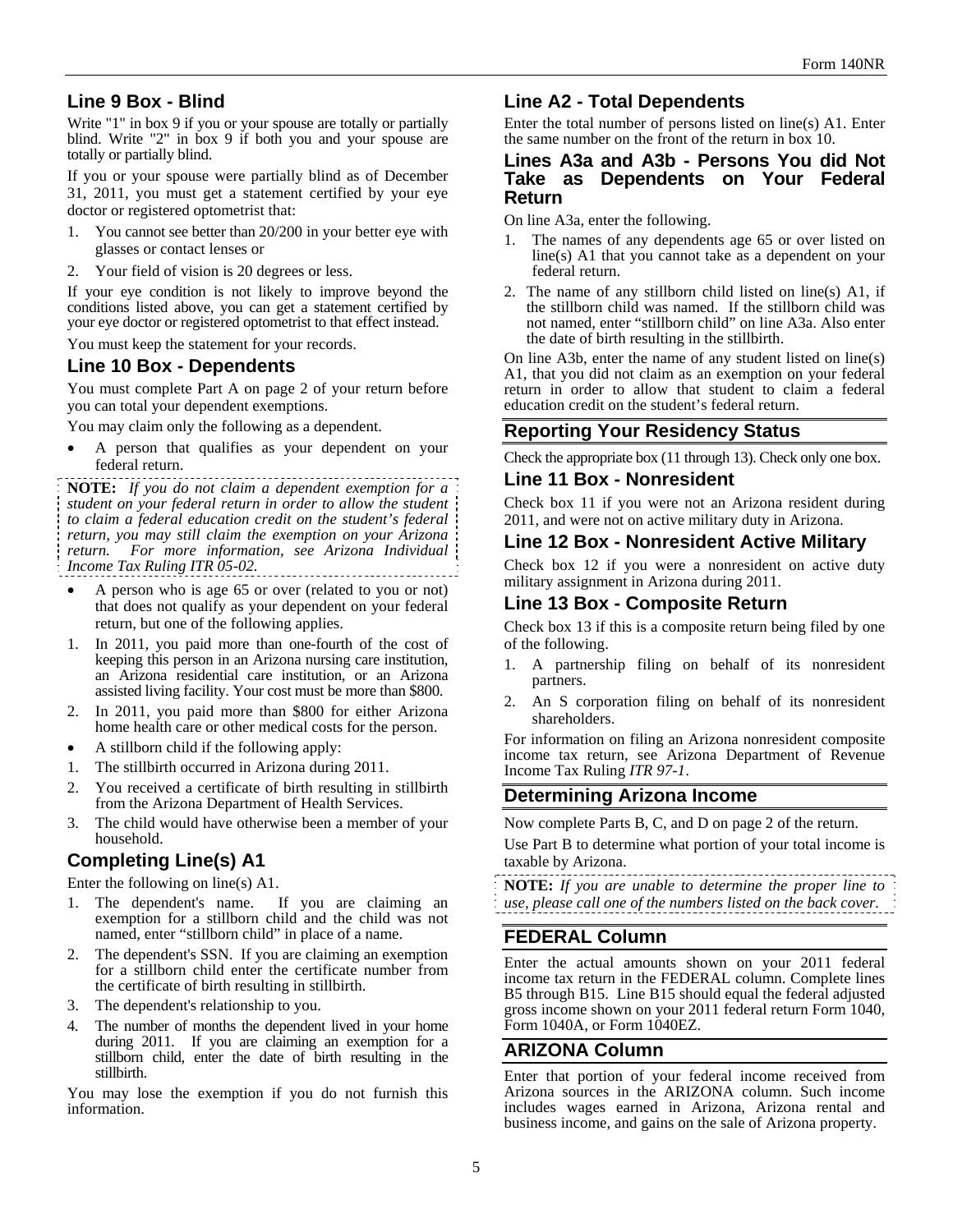## Line 9 Box - Blind

Write "1" in box 9 if you or your spouse are totally or partially blind. Write "2" in box 9 if both you and your spouse are totally or partially blind.

If you or your spouse were partially blind as of December 31, 2011, you must get a statement certified by your eye doctor or registered optometrist that:

1. You cannot see better than 20/200 in your better eye with glasses or contact lenses or
2. Your field of vision is 20 degrees or less.

If your eye condition is not likely to improve beyond the conditions listed above, you can get a statement certified by your eye doctor or registered optometrist to that effect instead.

You must keep the statement for your records.

## Line 10 Box - Dependents

You must complete Part A on page 2 of your return before you can total your dependent exemptions.

You may claim only the following as a dependent.

- A person that qualifies as your dependent on your federal return.

**NOTE:** *If you do not claim a dependent exemption for a student on your federal return in order to allow the student to claim a federal education credit on the student's federal return, you may still claim the exemption on your Arizona return. For more information, see Arizona Individual Income Tax Ruling ITR 05-02.*

- A person who is age 65 or over (related to you or not) that does not qualify as your dependent on your federal return, but one of the following applies.

1. In 2011, you paid more than one-fourth of the cost of keeping this person in an Arizona nursing care institution, an Arizona residential care institution, or an Arizona assisted living facility. Your cost must be more than $800.
2. In 2011, you paid more than $800 for either Arizona home health care or other medical costs for the person.

- A stillborn child if the following apply:

1. The stillbirth occurred in Arizona during 2011.
2. You received a certificate of birth resulting in stillbirth from the Arizona Department of Health Services.
3. The child would have otherwise been a member of your household.

## Completing Line(s) A1

Enter the following on line(s) A1.

1. The dependent's name. If you are claiming an exemption for a stillborn child and the child was not named, enter "stillborn child" in place of a name.
2. The dependent's SSN. If you are claiming an exemption for a stillborn child enter the certificate number from the certificate of birth resulting in stillbirth.
3. The dependent's relationship to you.
4. The number of months the dependent lived in your home during 2011. If you are claiming an exemption for a stillborn child, enter the date of birth resulting in the stillbirth.

You may lose the exemption if you do not furnish this information.

## Line A2 - Total Dependents

Enter the total number of persons listed on line(s) A1. Enter the same number on the front of the return in box 10.

### Lines A3a and A3b - Persons You did Not Take as Dependents on Your Federal Return

On line A3a, enter the following.

1. The names of any dependents age 65 or over listed on line(s) A1 that you cannot take as a dependent on your federal return.
2. The name of any stillborn child listed on line(s) A1, if the stillborn child was named. If the stillborn child was not named, enter "stillborn child" on line A3a. Also enter the date of birth resulting in the stillbirth.

On line A3b, enter the name of any student listed on line(s) A1, that you did not claim as an exemption on your federal return in order to allow that student to claim a federal education credit on the student's federal return.

## Reporting Your Residency Status

Check the appropriate box (11 through 13). Check only one box.

## Line 11 Box - Nonresident

Check box 11 if you were not an Arizona resident during 2011, and were not on active military duty in Arizona.

## Line 12 Box - Nonresident Active Military

Check box 12 if you were a nonresident on active duty military assignment in Arizona during 2011.

## Line 13 Box - Composite Return

Check box 13 if this is a composite return being filed by one of the following.

1. A partnership filing on behalf of its nonresident partners.
2. An S corporation filing on behalf of its nonresident shareholders.

For information on filing an Arizona nonresident composite income tax return, see Arizona Department of Revenue Income Tax Ruling *ITR 97-1*.

## Determining Arizona Income

Now complete Parts B, C, and D on page 2 of the return.

Use Part B to determine what portion of your total income is taxable by Arizona.

**NOTE:** *If you are unable to determine the proper line to use, please call one of the numbers listed on the back cover.*

## FEDERAL Column

Enter the actual amounts shown on your 2011 federal income tax return in the FEDERAL column. Complete lines B5 through B15. Line B15 should equal the federal adjusted gross income shown on your 2011 federal return Form 1040, Form 1040A, or Form 1040EZ.

## ARIZONA Column

Enter that portion of your federal income received from Arizona sources in the ARIZONA column. Such income includes wages earned in Arizona, Arizona rental and business income, and gains on the sale of Arizona property.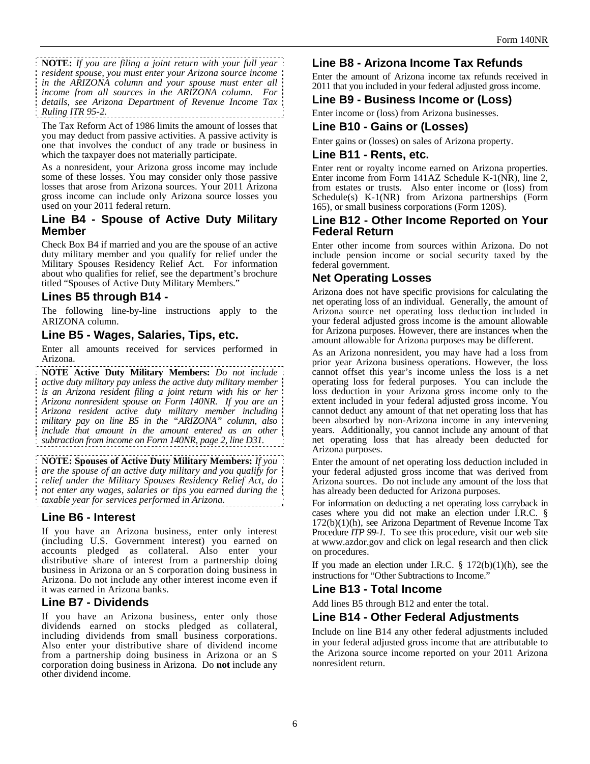**NOTE:** *If you are filing a joint return with your full year resident spouse, you must enter your Arizona source income in the ARIZONA column and your spouse must enter all income from all sources in the ARIZONA column. For details, see Arizona Department of Revenue Income Tax Ruling ITR 95-2.*

The Tax Reform Act of 1986 limits the amount of losses that you may deduct from passive activities. A passive activity is one that involves the conduct of any trade or business in which the taxpayer does not materially participate.

As a nonresident, your Arizona gross income may include some of these losses. You may consider only those passive losses that arose from Arizona sources. Your 2011 Arizona gross income can include only Arizona source losses you used on your 2011 federal return.

## Line B4 - Spouse of Active Duty Military Member

Check Box B4 if married and you are the spouse of an active duty military member and you qualify for relief under the Military Spouses Residency Relief Act. For information about who qualifies for relief, see the department's brochure titled "Spouses of Active Duty Military Members."

## Lines B5 through B14 -

The following line-by-line instructions apply to the ARIZONA column.

## Line B5 - Wages, Salaries, Tips, etc.

Enter all amounts received for services performed in Arizona.

**NOTE Active Duty Military Members:** *Do not include active duty military pay unless the active duty military member is an Arizona resident filing a joint return with his or her Arizona nonresident spouse on Form 140NR. If you are an Arizona resident active duty military member including military pay on line B5 in the "ARIZONA" column, also include that amount in the amount entered as an other subtraction from income on Form 140NR, page 2, line D31.*

**NOTE: Spouses of Active Duty Military Members:** *If you are the spouse of an active duty military and you qualify for relief under the Military Spouses Residency Relief Act, do not enter any wages, salaries or tips you earned during the taxable year for services performed in Arizona.*

## Line B6 - Interest

If you have an Arizona business, enter only interest (including U.S. Government interest) you earned on accounts pledged as collateral. Also enter your distributive share of interest from a partnership doing business in Arizona or an S corporation doing business in Arizona. Do not include any other interest income even if it was earned in Arizona banks.

## Line B7 - Dividends

If you have an Arizona business, enter only those dividends earned on stocks pledged as collateral, including dividends from small business corporations. Also enter your distributive share of dividend income from a partnership doing business in Arizona or an S corporation doing business in Arizona. Do **not** include any other dividend income.

## Line B8 - Arizona Income Tax Refunds

Enter the amount of Arizona income tax refunds received in 2011 that you included in your federal adjusted gross income.

## Line B9 - Business Income or (Loss)

Enter income or (loss) from Arizona businesses.

## Line B10 - Gains or (Losses)

Enter gains or (losses) on sales of Arizona property.

## Line B11 - Rents, etc.

Enter rent or royalty income earned on Arizona properties. Enter income from Form 141AZ Schedule K-1(NR), line 2, from estates or trusts. Also enter income or (loss) from Schedule(s) K-1(NR) from Arizona partnerships (Form 165), or small business corporations (Form 120S).

## Line B12 - Other Income Reported on Your Federal Return

Enter other income from sources within Arizona. Do not include pension income or social security taxed by the federal government.

## Net Operating Losses

Arizona does not have specific provisions for calculating the net operating loss of an individual. Generally, the amount of Arizona source net operating loss deduction included in your federal adjusted gross income is the amount allowable for Arizona purposes. However, there are instances when the amount allowable for Arizona purposes may be different.

As an Arizona nonresident, you may have had a loss from prior year Arizona business operations. However, the loss cannot offset this year's income unless the loss is a net operating loss for federal purposes. You can include the loss deduction in your Arizona gross income only to the extent included in your federal adjusted gross income. You cannot deduct any amount of that net operating loss that has been absorbed by non-Arizona income in any intervening years. Additionally, you cannot include any amount of that net operating loss that has already been deducted for Arizona purposes.

Enter the amount of net operating loss deduction included in your federal adjusted gross income that was derived from Arizona sources. Do not include any amount of the loss that has already been deducted for Arizona purposes.

For information on deducting a net operating loss carryback in cases where you did not make an election under I.R.C. § 172(b)(1)(h), see Arizona Department of Revenue Income Tax Procedure *ITP 99-1.* To see this procedure, visit our web site at www.azdor.gov and click on legal research and then click on procedures.

If you made an election under I.R.C. § 172(b)(1)(h), see the instructions for "Other Subtractions to Income."

## Line B13 - Total Income

Add lines B5 through B12 and enter the total.

## Line B14 - Other Federal Adjustments

Include on line B14 any other federal adjustments included in your federal adjusted gross income that are attributable to the Arizona source income reported on your 2011 Arizona nonresident return.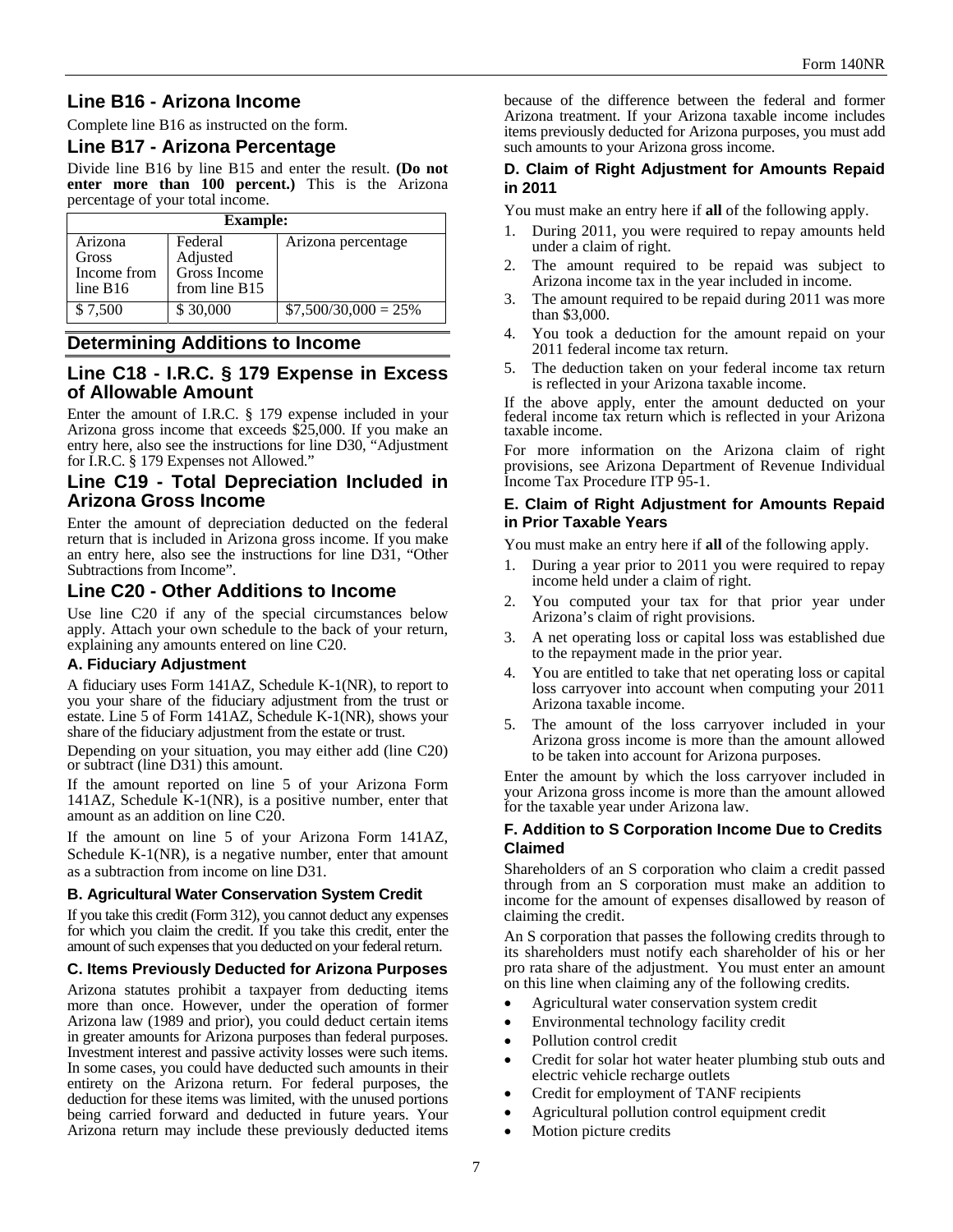## Line B16 - Arizona Income

Complete line B16 as instructed on the form.

## Line B17 - Arizona Percentage

Divide line B16 by line B15 and enter the result. **(Do not enter more than 100 percent.)** This is the Arizona percentage of your total income.

| Example: | | |
|---|---|---|
| Arizona Gross Income from line B16 | Federal Adjusted Gross Income from line B15 | Arizona percentage |
| $ 7,500 | $ 30,000 | $7,500/30,000 = 25% |

# Determining Additions to Income

## Line C18 - I.R.C. § 179 Expense in Excess of Allowable Amount

Enter the amount of I.R.C. § 179 expense included in your Arizona gross income that exceeds $25,000. If you make an entry here, also see the instructions for line D30, "Adjustment for I.R.C. § 179 Expenses not Allowed."

## Line C19 - Total Depreciation Included in Arizona Gross Income

Enter the amount of depreciation deducted on the federal return that is included in Arizona gross income. If you make an entry here, also see the instructions for line D31, "Other Subtractions from Income".

## Line C20 - Other Additions to Income

Use line C20 if any of the special circumstances below apply. Attach your own schedule to the back of your return, explaining any amounts entered on line C20.

### A. Fiduciary Adjustment

A fiduciary uses Form 141AZ, Schedule K-1(NR), to report to you your share of the fiduciary adjustment from the trust or estate. Line 5 of Form 141AZ, Schedule K-1(NR), shows your share of the fiduciary adjustment from the estate or trust.

Depending on your situation, you may either add (line C20) or subtract (line D31) this amount.

If the amount reported on line 5 of your Arizona Form 141AZ, Schedule K-1(NR), is a positive number, enter that amount as an addition on line C20.

If the amount on line 5 of your Arizona Form 141AZ, Schedule K-1(NR), is a negative number, enter that amount as a subtraction from income on line D31.

### B. Agricultural Water Conservation System Credit

If you take this credit (Form 312), you cannot deduct any expenses for which you claim the credit. If you take this credit, enter the amount of such expenses that you deducted on your federal return.

### C. Items Previously Deducted for Arizona Purposes

Arizona statutes prohibit a taxpayer from deducting items more than once. However, under the operation of former Arizona law (1989 and prior), you could deduct certain items in greater amounts for Arizona purposes than federal purposes. Investment interest and passive activity losses were such items. In some cases, you could have deducted such amounts in their entirety on the Arizona return. For federal purposes, the deduction for these items was limited, with the unused portions being carried forward and deducted in future years. Your Arizona return may include these previously deducted items because of the difference between the federal and former Arizona treatment. If your Arizona taxable income includes items previously deducted for Arizona purposes, you must add such amounts to your Arizona gross income.

### D. Claim of Right Adjustment for Amounts Repaid in 2011

You must make an entry here if **all** of the following apply.

1. During 2011, you were required to repay amounts held under a claim of right.
2. The amount required to be repaid was subject to Arizona income tax in the year included in income.
3. The amount required to be repaid during 2011 was more than $3,000.
4. You took a deduction for the amount repaid on your 2011 federal income tax return.
5. The deduction taken on your federal income tax return is reflected in your Arizona taxable income.

If the above apply, enter the amount deducted on your federal income tax return which is reflected in your Arizona taxable income.

For more information on the Arizona claim of right provisions, see Arizona Department of Revenue Individual Income Tax Procedure ITP 95-1.

### E. Claim of Right Adjustment for Amounts Repaid in Prior Taxable Years

You must make an entry here if **all** of the following apply.

1. During a year prior to 2011 you were required to repay income held under a claim of right.
2. You computed your tax for that prior year under Arizona's claim of right provisions.
3. A net operating loss or capital loss was established due to the repayment made in the prior year.
4. You are entitled to take that net operating loss or capital loss carryover into account when computing your 2011 Arizona taxable income.
5. The amount of the loss carryover included in your Arizona gross income is more than the amount allowed to be taken into account for Arizona purposes.

Enter the amount by which the loss carryover included in your Arizona gross income is more than the amount allowed for the taxable year under Arizona law.

### F. Addition to S Corporation Income Due to Credits Claimed

Shareholders of an S corporation who claim a credit passed through from an S corporation must make an addition to income for the amount of expenses disallowed by reason of claiming the credit.

An S corporation that passes the following credits through to its shareholders must notify each shareholder of his or her pro rata share of the adjustment. You must enter an amount on this line when claiming any of the following credits.

- Agricultural water conservation system credit
- Environmental technology facility credit
- Pollution control credit
- Credit for solar hot water heater plumbing stub outs and electric vehicle recharge outlets
- Credit for employment of TANF recipients
- Agricultural pollution control equipment credit
- Motion picture credits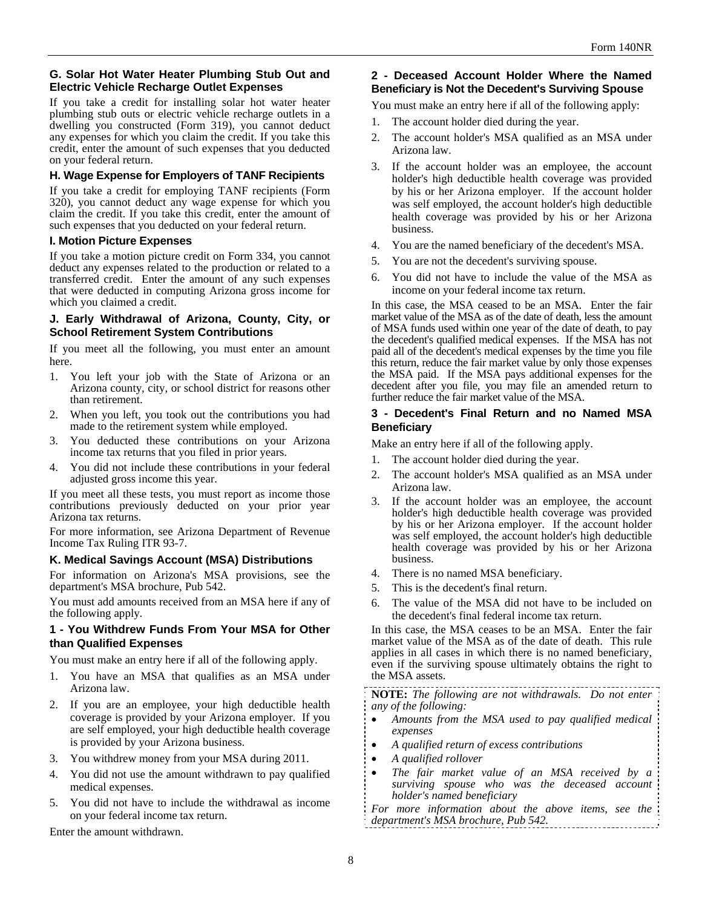### G. Solar Hot Water Heater Plumbing Stub Out and Electric Vehicle Recharge Outlet Expenses

If you take a credit for installing solar hot water heater plumbing stub outs or electric vehicle recharge outlets in a dwelling you constructed (Form 319), you cannot deduct any expenses for which you claim the credit. If you take this credit, enter the amount of such expenses that you deducted on your federal return.

### H. Wage Expense for Employers of TANF Recipients

If you take a credit for employing TANF recipients (Form 320), you cannot deduct any wage expense for which you claim the credit. If you take this credit, enter the amount of such expenses that you deducted on your federal return.

### I. Motion Picture Expenses

If you take a motion picture credit on Form 334, you cannot deduct any expenses related to the production or related to a transferred credit. Enter the amount of any such expenses that were deducted in computing Arizona gross income for which you claimed a credit.

### J. Early Withdrawal of Arizona, County, City, or School Retirement System Contributions

If you meet all the following, you must enter an amount here.

1. You left your job with the State of Arizona or an Arizona county, city, or school district for reasons other than retirement.
2. When you left, you took out the contributions you had made to the retirement system while employed.
3. You deducted these contributions on your Arizona income tax returns that you filed in prior years.
4. You did not include these contributions in your federal adjusted gross income this year.

If you meet all these tests, you must report as income those contributions previously deducted on your prior year Arizona tax returns.

For more information, see Arizona Department of Revenue Income Tax Ruling ITR 93-7.

### K. Medical Savings Account (MSA) Distributions

For information on Arizona's MSA provisions, see the department's MSA brochure, Pub 542.

You must add amounts received from an MSA here if any of the following apply.

#### 1 - You Withdrew Funds From Your MSA for Other than Qualified Expenses

You must make an entry here if all of the following apply.

1. You have an MSA that qualifies as an MSA under Arizona law.
2. If you are an employee, your high deductible health coverage is provided by your Arizona employer. If you are self employed, your high deductible health coverage is provided by your Arizona business.
3. You withdrew money from your MSA during 2011.
4. You did not use the amount withdrawn to pay qualified medical expenses.
5. You did not have to include the withdrawal as income on your federal income tax return.

Enter the amount withdrawn.

#### 2 - Deceased Account Holder Where the Named Beneficiary is Not the Decedent's Surviving Spouse

You must make an entry here if all of the following apply:

1. The account holder died during the year.
2. The account holder's MSA qualified as an MSA under Arizona law.
3. If the account holder was an employee, the account holder's high deductible health coverage was provided by his or her Arizona employer. If the account holder was self employed, the account holder's high deductible health coverage was provided by his or her Arizona business.
4. You are the named beneficiary of the decedent's MSA.
5. You are not the decedent's surviving spouse.
6. You did not have to include the value of the MSA as income on your federal income tax return.

In this case, the MSA ceased to be an MSA. Enter the fair market value of the MSA as of the date of death, less the amount of MSA funds used within one year of the date of death, to pay the decedent's qualified medical expenses. If the MSA has not paid all of the decedent's medical expenses by the time you file this return, reduce the fair market value by only those expenses the MSA paid. If the MSA pays additional expenses for the decedent after you file, you may file an amended return to further reduce the fair market value of the MSA.

#### 3 - Decedent's Final Return and no Named MSA Beneficiary

Make an entry here if all of the following apply.

1. The account holder died during the year.
2. The account holder's MSA qualified as an MSA under Arizona law.
3. If the account holder was an employee, the account holder's high deductible health coverage was provided by his or her Arizona employer. If the account holder was self employed, the account holder's high deductible health coverage was provided by his or her Arizona business.
4. There is no named MSA beneficiary.
5. This is the decedent's final return.
6. The value of the MSA did not have to be included on the decedent's final federal income tax return.

In this case, the MSA ceases to be an MSA. Enter the fair market value of the MSA as of the date of death. This rule applies in all cases in which there is no named beneficiary, even if the surviving spouse ultimately obtains the right to the MSA assets.

**NOTE:** *The following are not withdrawals. Do not enter any of the following:*

- *Amounts from the MSA used to pay qualified medical expenses*
- *A qualified return of excess contributions*
- *A qualified rollover*
- *The fair market value of an MSA received by a surviving spouse who was the deceased account holder's named beneficiary*

*For more information about the above items, see the department's MSA brochure, Pub 542.*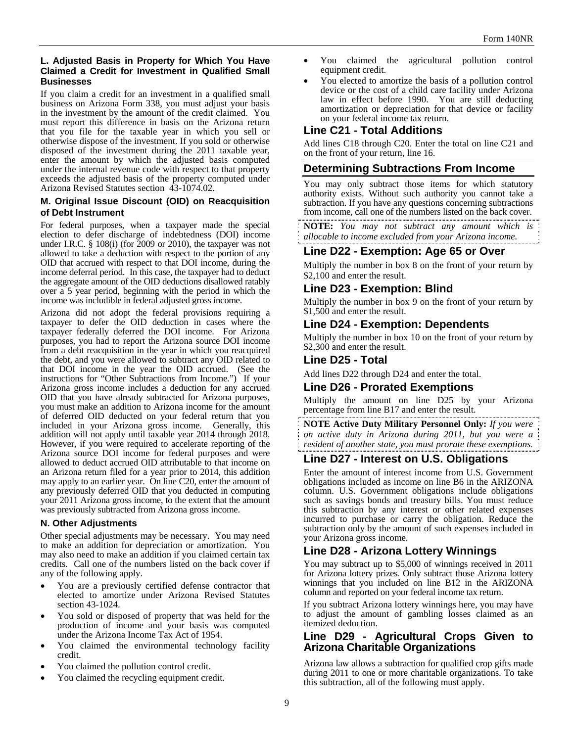### L. Adjusted Basis in Property for Which You Have Claimed a Credit for Investment in Qualified Small Businesses

If you claim a credit for an investment in a qualified small business on Arizona Form 338, you must adjust your basis in the investment by the amount of the credit claimed. You must report this difference in basis on the Arizona return that you file for the taxable year in which you sell or otherwise dispose of the investment. If you sold or otherwise disposed of the investment during the 2011 taxable year, enter the amount by which the adjusted basis computed under the internal revenue code with respect to that property exceeds the adjusted basis of the property computed under Arizona Revised Statutes section 43-1074.02.

### M. Original Issue Discount (OID) on Reacquisition of Debt Instrument

For federal purposes, when a taxpayer made the special election to defer discharge of indebtedness (DOI) income under I.R.C. § 108(i) (for 2009 or 2010), the taxpayer was not allowed to take a deduction with respect to the portion of any OID that accrued with respect to that DOI income, during the income deferral period. In this case, the taxpayer had to deduct the aggregate amount of the OID deductions disallowed ratably over a 5 year period, beginning with the period in which the income was includible in federal adjusted gross income.

Arizona did not adopt the federal provisions requiring a taxpayer to defer the OID deduction in cases where the taxpayer federally deferred the DOI income. For Arizona purposes, you had to report the Arizona source DOI income from a debt reacquisition in the year in which you reacquired the debt, and you were allowed to subtract any OID related to that DOI income in the year the OID accrued. (See the instructions for "Other Subtractions from Income.") If your Arizona gross income includes a deduction for any accrued OID that you have already subtracted for Arizona purposes, you must make an addition to Arizona income for the amount of deferred OID deducted on your federal return that you included in your Arizona gross income. Generally, this addition will not apply until taxable year 2014 through 2018. However, if you were required to accelerate reporting of the Arizona source DOI income for federal purposes and were allowed to deduct accrued OID attributable to that income on an Arizona return filed for a year prior to 2014, this addition may apply to an earlier year. On line C20, enter the amount of any previously deferred OID that you deducted in computing your 2011 Arizona gross income, to the extent that the amount was previously subtracted from Arizona gross income.

### N. Other Adjustments

Other special adjustments may be necessary. You may need to make an addition for depreciation or amortization. You may also need to make an addition if you claimed certain tax credits. Call one of the numbers listed on the back cover if any of the following apply.

- You are a previously certified defense contractor that elected to amortize under Arizona Revised Statutes section 43-1024.
- You sold or disposed of property that was held for the production of income and your basis was computed under the Arizona Income Tax Act of 1954.
- You claimed the environmental technology facility credit.
- You claimed the pollution control credit.
- You claimed the recycling equipment credit.
- You claimed the agricultural pollution control equipment credit.
- You elected to amortize the basis of a pollution control device or the cost of a child care facility under Arizona law in effect before 1990. You are still deducting amortization or depreciation for that device or facility on your federal income tax return.

## Line C21 - Total Additions

Add lines C18 through C20. Enter the total on line C21 and on the front of your return, line 16.

## Determining Subtractions From Income

You may only subtract those items for which statutory authority exists. Without such authority you cannot take a subtraction. If you have any questions concerning subtractions from income, call one of the numbers listed on the back cover.

**NOTE:** *You may not subtract any amount which is allocable to income excluded from your Arizona income.*

## Line D22 - Exemption: Age 65 or Over

Multiply the number in box 8 on the front of your return by $2,100 and enter the result.

## Line D23 - Exemption: Blind

Multiply the number in box 9 on the front of your return by $1,500 and enter the result.

## Line D24 - Exemption: Dependents

Multiply the number in box 10 on the front of your return by $2,300 and enter the result.

## Line D25 - Total

Add lines D22 through D24 and enter the total.

## Line D26 - Prorated Exemptions

Multiply the amount on line D25 by your Arizona percentage from line B17 and enter the result.

**NOTE Active Duty Military Personnel Only:** *If you were on active duty in Arizona during 2011, but you were a resident of another state, you must prorate these exemptions.*

## Line D27 - Interest on U.S. Obligations

Enter the amount of interest income from U.S. Government obligations included as income on line B6 in the ARIZONA column. U.S. Government obligations include obligations such as savings bonds and treasury bills. You must reduce this subtraction by any interest or other related expenses incurred to purchase or carry the obligation. Reduce the subtraction only by the amount of such expenses included in your Arizona gross income.

## Line D28 - Arizona Lottery Winnings

You may subtract up to $5,000 of winnings received in 2011 for Arizona lottery prizes. Only subtract those Arizona lottery winnings that you included on line B12 in the ARIZONA column and reported on your federal income tax return.

If you subtract Arizona lottery winnings here, you may have to adjust the amount of gambling losses claimed as an itemized deduction.

## Line D29 - Agricultural Crops Given to Arizona Charitable Organizations

Arizona law allows a subtraction for qualified crop gifts made during 2011 to one or more charitable organizations. To take this subtraction, all of the following must apply.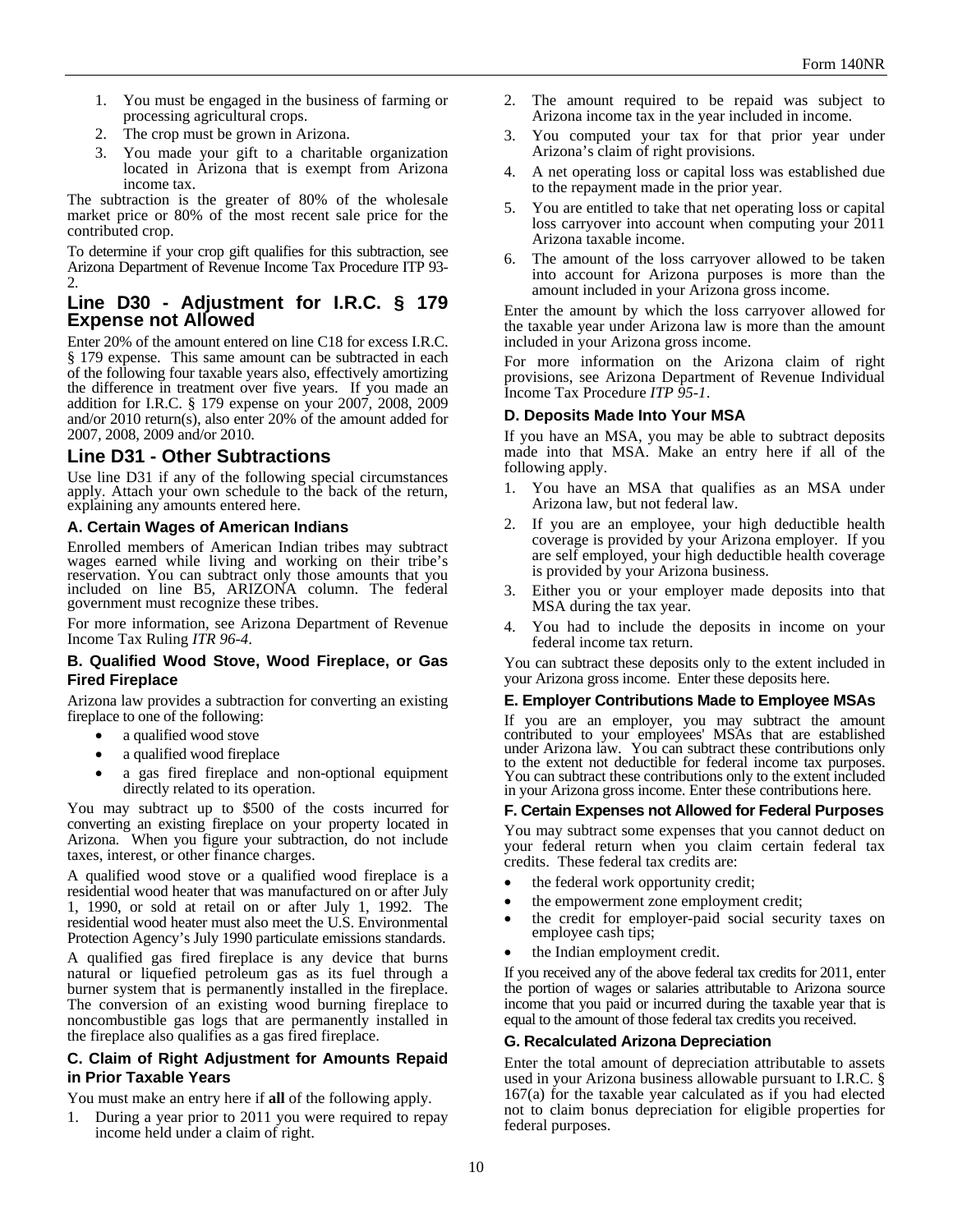1. You must be engaged in the business of farming or processing agricultural crops.
2. The crop must be grown in Arizona.
3. You made your gift to a charitable organization located in Arizona that is exempt from Arizona income tax.

The subtraction is the greater of 80% of the wholesale market price or 80% of the most recent sale price for the contributed crop.

To determine if your crop gift qualifies for this subtraction, see Arizona Department of Revenue Income Tax Procedure ITP 93-2.

## Line D30 - Adjustment for I.R.C. § 179 Expense not Allowed

Enter 20% of the amount entered on line C18 for excess I.R.C. § 179 expense. This same amount can be subtracted in each of the following four taxable years also, effectively amortizing the difference in treatment over five years. If you made an addition for I.R.C. § 179 expense on your 2007, 2008, 2009 and/or 2010 return(s), also enter 20% of the amount added for 2007, 2008, 2009 and/or 2010.

## Line D31 - Other Subtractions

Use line D31 if any of the following special circumstances apply. Attach your own schedule to the back of the return, explaining any amounts entered here.

### A. Certain Wages of American Indians

Enrolled members of American Indian tribes may subtract wages earned while living and working on their tribe's reservation. You can subtract only those amounts that you included on line B5, ARIZONA column. The federal government must recognize these tribes.

For more information, see Arizona Department of Revenue Income Tax Ruling *ITR 96-4*.

### B. Qualified Wood Stove, Wood Fireplace, or Gas Fired Fireplace

Arizona law provides a subtraction for converting an existing fireplace to one of the following:

- a qualified wood stove
- a qualified wood fireplace
- a gas fired fireplace and non-optional equipment directly related to its operation.

You may subtract up to $500 of the costs incurred for converting an existing fireplace on your property located in Arizona. When you figure your subtraction, do not include taxes, interest, or other finance charges.

A qualified wood stove or a qualified wood fireplace is a residential wood heater that was manufactured on or after July 1, 1990, or sold at retail on or after July 1, 1992. The residential wood heater must also meet the U.S. Environmental Protection Agency's July 1990 particulate emissions standards.

A qualified gas fired fireplace is any device that burns natural or liquefied petroleum gas as its fuel through a burner system that is permanently installed in the fireplace. The conversion of an existing wood burning fireplace to noncombustible gas logs that are permanently installed in the fireplace also qualifies as a gas fired fireplace.

### C. Claim of Right Adjustment for Amounts Repaid in Prior Taxable Years

You must make an entry here if **all** of the following apply.

1. During a year prior to 2011 you were required to repay income held under a claim of right.
2. The amount required to be repaid was subject to Arizona income tax in the year included in income.
3. You computed your tax for that prior year under Arizona's claim of right provisions.
4. A net operating loss or capital loss was established due to the repayment made in the prior year.
5. You are entitled to take that net operating loss or capital loss carryover into account when computing your 2011 Arizona taxable income.
6. The amount of the loss carryover allowed to be taken into account for Arizona purposes is more than the amount included in your Arizona gross income.

Enter the amount by which the loss carryover allowed for the taxable year under Arizona law is more than the amount included in your Arizona gross income.

For more information on the Arizona claim of right provisions, see Arizona Department of Revenue Individual Income Tax Procedure *ITP 95-1*.

### D. Deposits Made Into Your MSA

If you have an MSA, you may be able to subtract deposits made into that MSA. Make an entry here if all of the following apply.

1. You have an MSA that qualifies as an MSA under Arizona law, but not federal law.
2. If you are an employee, your high deductible health coverage is provided by your Arizona employer. If you are self employed, your high deductible health coverage is provided by your Arizona business.
3. Either you or your employer made deposits into that MSA during the tax year.
4. You had to include the deposits in income on your federal income tax return.

You can subtract these deposits only to the extent included in your Arizona gross income. Enter these deposits here.

### E. Employer Contributions Made to Employee MSAs

If you are an employer, you may subtract the amount contributed to your employees' MSAs that are established under Arizona law. You can subtract these contributions only to the extent not deductible for federal income tax purposes. You can subtract these contributions only to the extent included in your Arizona gross income. Enter these contributions here.

### F. Certain Expenses not Allowed for Federal Purposes

You may subtract some expenses that you cannot deduct on your federal return when you claim certain federal tax credits. These federal tax credits are:

- the federal work opportunity credit;
- the empowerment zone employment credit;
- the credit for employer-paid social security taxes on employee cash tips;
- the Indian employment credit.

If you received any of the above federal tax credits for 2011, enter the portion of wages or salaries attributable to Arizona source income that you paid or incurred during the taxable year that is equal to the amount of those federal tax credits you received.

### G. Recalculated Arizona Depreciation

Enter the total amount of depreciation attributable to assets used in your Arizona business allowable pursuant to I.R.C. § 167(a) for the taxable year calculated as if you had elected not to claim bonus depreciation for eligible properties for federal purposes.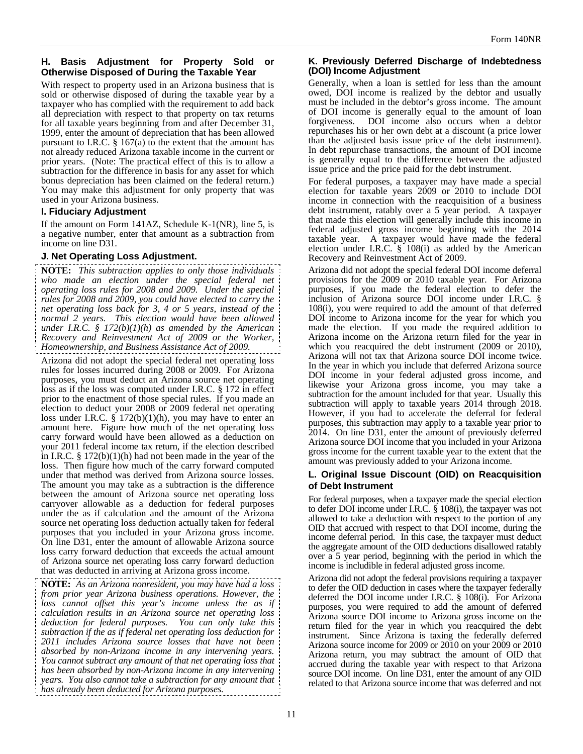### H. Basis Adjustment for Property Sold or Otherwise Disposed of During the Taxable Year

With respect to property used in an Arizona business that is sold or otherwise disposed of during the taxable year by a taxpayer who has complied with the requirement to add back all depreciation with respect to that property on tax returns for all taxable years beginning from and after December 31, 1999, enter the amount of depreciation that has been allowed pursuant to I.R.C. § 167(a) to the extent that the amount has not already reduced Arizona taxable income in the current or prior years. (Note: The practical effect of this is to allow a subtraction for the difference in basis for any asset for which bonus depreciation has been claimed on the federal return.) You may make this adjustment for only property that was used in your Arizona business.

### I. Fiduciary Adjustment

If the amount on Form 141AZ, Schedule K-1(NR), line 5, is a negative number, enter that amount as a subtraction from income on line D31.

### J. Net Operating Loss Adjustment.

**NOTE:** *This subtraction applies to only those individuals who made an election under the special federal net operating loss rules for 2008 and 2009. Under the special rules for 2008 and 2009, you could have elected to carry the net operating loss back for 3, 4 or 5 years, instead of the normal 2 years. This election would have been allowed under I.R.C. § 172(b)(1)(h) as amended by the American Recovery and Reinvestment Act of 2009 or the Worker, Homeownership, and Business Assistance Act of 2009.*

Arizona did not adopt the special federal net operating loss rules for losses incurred during 2008 or 2009. For Arizona purposes, you must deduct an Arizona source net operating loss as if the loss was computed under I.R.C. § 172 in effect prior to the enactment of those special rules. If you made an election to deduct your 2008 or 2009 federal net operating loss under I.R.C. § 172(b)(1)(h), you may have to enter an amount here. Figure how much of the net operating loss carry forward would have been allowed as a deduction on your 2011 federal income tax return, if the election described in I.R.C. § 172(b)(1)(h) had not been made in the year of the loss. Then figure how much of the carry forward computed under that method was derived from Arizona source losses. The amount you may take as a subtraction is the difference between the amount of Arizona source net operating loss carryover allowable as a deduction for federal purposes under the as if calculation and the amount of the Arizona source net operating loss deduction actually taken for federal purposes that you included in your Arizona gross income. On line D31, enter the amount of allowable Arizona source loss carry forward deduction that exceeds the actual amount of Arizona source net operating loss carry forward deduction that was deducted in arriving at Arizona gross income.

**NOTE:** *As an Arizona nonresident, you may have had a loss from prior year Arizona business operations. However, the loss cannot offset this year's income unless the as if calculation results in an Arizona source net operating loss deduction for federal purposes. You can only take this subtraction if the as if federal net operating loss deduction for 2011 includes Arizona source losses that have not been absorbed by non-Arizona income in any intervening years. You cannot subtract any amount of that net operating loss that has been absorbed by non-Arizona income in any intervening years. You also cannot take a subtraction for any amount that has already been deducted for Arizona purposes.*

### K. Previously Deferred Discharge of Indebtedness (DOI) Income Adjustment

Generally, when a loan is settled for less than the amount owed, DOI income is realized by the debtor and usually must be included in the debtor's gross income. The amount of DOI income is generally equal to the amount of loan forgiveness. DOI income also occurs when a debtor repurchases his or her own debt at a discount (a price lower than the adjusted basis issue price of the debt instrument). In debt repurchase transactions, the amount of DOI income is generally equal to the difference between the adjusted issue price and the price paid for the debt instrument.

For federal purposes, a taxpayer may have made a special election for taxable years 2009 or 2010 to include DOI income in connection with the reacquisition of a business debt instrument, ratably over a 5 year period. A taxpayer that made this election will generally include this income in federal adjusted gross income beginning with the 2014 taxable year. A taxpayer would have made the federal election under I.R.C. § 108(i) as added by the American Recovery and Reinvestment Act of 2009.

Arizona did not adopt the special federal DOI income deferral provisions for the 2009 or 2010 taxable year. For Arizona purposes, if you made the federal election to defer the inclusion of Arizona source DOI income under I.R.C. § 108(i), you were required to add the amount of that deferred DOI income to Arizona income for the year for which you made the election. If you made the required addition to Arizona income on the Arizona return filed for the year in which you reacquired the debt instrument (2009 or 2010), Arizona will not tax that Arizona source DOI income twice. In the year in which you include that deferred Arizona source DOI income in your federal adjusted gross income, and likewise your Arizona gross income, you may take a subtraction for the amount included for that year. Usually this subtraction will apply to taxable years 2014 through 2018. However, if you had to accelerate the deferral for federal purposes, this subtraction may apply to a taxable year prior to 2014. On line D31, enter the amount of previously deferred Arizona source DOI income that you included in your Arizona gross income for the current taxable year to the extent that the amount was previously added to your Arizona income.

### L. Original Issue Discount (OID) on Reacquisition of Debt Instrument

For federal purposes, when a taxpayer made the special election to defer DOI income under I.R.C. § 108(i), the taxpayer was not allowed to take a deduction with respect to the portion of any OID that accrued with respect to that DOI income, during the income deferral period. In this case, the taxpayer must deduct the aggregate amount of the OID deductions disallowed ratably over a 5 year period, beginning with the period in which the income is includible in federal adjusted gross income.

Arizona did not adopt the federal provisions requiring a taxpayer to defer the OID deduction in cases where the taxpayer federally deferred the DOI income under I.R.C. § 108(i). For Arizona purposes, you were required to add the amount of deferred Arizona source DOI income to Arizona gross income on the return filed for the year in which you reacquired the debt instrument. Since Arizona is taxing the federally deferred Arizona source income for 2009 or 2010 on your 2009 or 2010 Arizona return, you may subtract the amount of OID that accrued during the taxable year with respect to that Arizona source DOI income. On line D31, enter the amount of any OID related to that Arizona source income that was deferred and not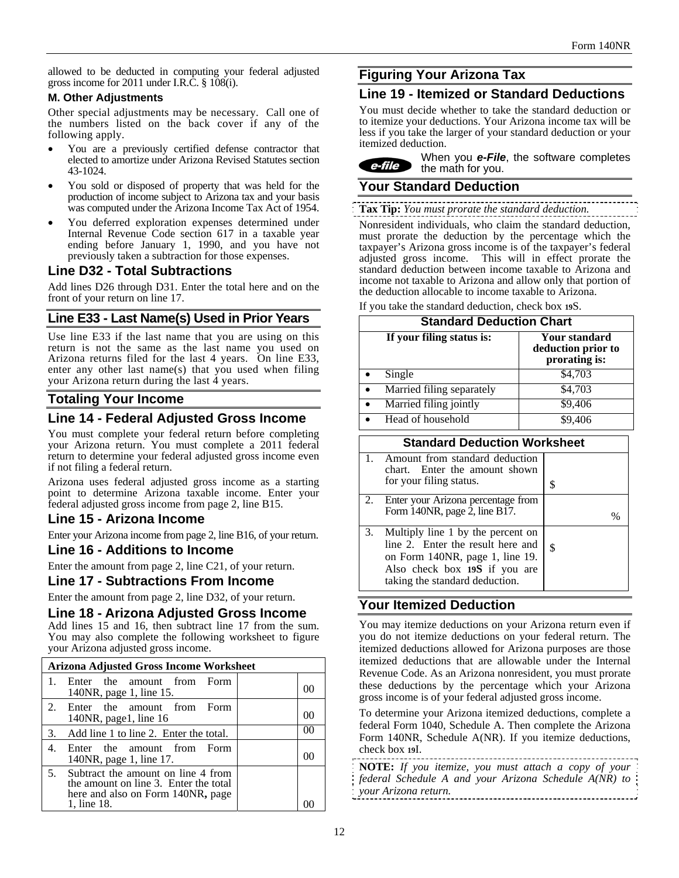allowed to be deducted in computing your federal adjusted gross income for 2011 under I.R.C. § 108(i).

### M. Other Adjustments

Other special adjustments may be necessary. Call one of the numbers listed on the back cover if any of the following apply.

- You are a previously certified defense contractor that elected to amortize under Arizona Revised Statutes section 43-1024.
- You sold or disposed of property that was held for the production of income subject to Arizona tax and your basis was computed under the Arizona Income Tax Act of 1954.
- You deferred exploration expenses determined under Internal Revenue Code section 617 in a taxable year ending before January 1, 1990, and you have not previously taken a subtraction for those expenses.

## Line D32 - Total Subtractions

Add lines D26 through D31. Enter the total here and on the front of your return on line 17.

## Line E33 - Last Name(s) Used in Prior Years

Use line E33 if the last name that you are using on this return is not the same as the last name you used on Arizona returns filed for the last 4 years. On line E33, enter any other last name(s) that you used when filing your Arizona return during the last 4 years.

## Totaling Your Income

## Line 14 - Federal Adjusted Gross Income

You must complete your federal return before completing your Arizona return. You must complete a 2011 federal return to determine your federal adjusted gross income even if not filing a federal return.

Arizona uses federal adjusted gross income as a starting point to determine Arizona taxable income. Enter your federal adjusted gross income from page 2, line B15.

## Line 15 - Arizona Income

Enter your Arizona income from page 2, line B16, of your return.

## Line 16 - Additions to Income

Enter the amount from page 2, line C21, of your return.

## Line 17 - Subtractions From Income

Enter the amount from page 2, line D32, of your return.

## Line 18 - Arizona Adjusted Gross Income

Add lines 15 and 16, then subtract line 17 from the sum. You may also complete the following worksheet to figure your Arizona adjusted gross income.

| Arizona Adjusted Gross Income Worksheet | | |
|---|---|---|
| 1. Enter the amount from Form 140NR, page 1, line 15. | | 00 |
| 2. Enter the amount from Form 140NR, page1, line 16 | | 00 |
| 3. Add line 1 to line 2. Enter the total. | | 00 |
| 4. Enter the amount from Form 140NR, page 1, line 17. | | 00 |
| 5. Subtract the amount on line 4 from the amount on line 3. Enter the total here and also on Form 140NR, page 1, line 18. | | 00 |

# Figuring Your Arizona Tax

## Line 19 - Itemized or Standard Deductions

You must decide whether to take the standard deduction or to itemize your deductions. Your Arizona income tax will be less if you take the larger of your standard deduction or your itemized deduction.

*e-file* When you ***e-File***, the software completes the math for you.

## Your Standard Deduction

**Tax Tip:** *You must prorate the standard deduction.*

Nonresident individuals, who claim the standard deduction, must prorate the deduction by the percentage which the taxpayer's Arizona gross income is of the taxpayer's federal adjusted gross income. This will in effect prorate the standard deduction between income taxable to Arizona and income not taxable to Arizona and allow only that portion of the deduction allocable to income taxable to Arizona.

If you take the standard deduction, check box 19S.

| Standard Deduction Chart | |
|---|---|
| **If your filing status is:** | **Your standard deduction prior to prorating is:** |
| • Single | $4,703 |
| • Married filing separately | $4,703 |
| • Married filing jointly | $9,406 |
| • Head of household | $9,406 |

| Standard Deduction Worksheet | |
|---|---|
| 1. Amount from standard deduction chart. Enter the amount shown for your filing status. | $ |
| 2. Enter your Arizona percentage from Form 140NR, page 2, line B17. | % |
| 3. Multiply line 1 by the percent on line 2. Enter the result here and on Form 140NR, page 1, line 19. Also check box **19S** if you are taking the standard deduction. | $ |

## Your Itemized Deduction

You may itemize deductions on your Arizona return even if you do not itemize deductions on your federal return. The itemized deductions allowed for Arizona purposes are those itemized deductions that are allowable under the Internal Revenue Code. As an Arizona nonresident, you must prorate these deductions by the percentage which your Arizona gross income is of your federal adjusted gross income.

To determine your Arizona itemized deductions, complete a federal Form 1040, Schedule A. Then complete the Arizona Form 140NR, Schedule A(NR). If you itemize deductions, check box 19I.

**NOTE:** *If you itemize, you must attach a copy of your federal Schedule A and your Arizona Schedule A(NR) to your Arizona return.*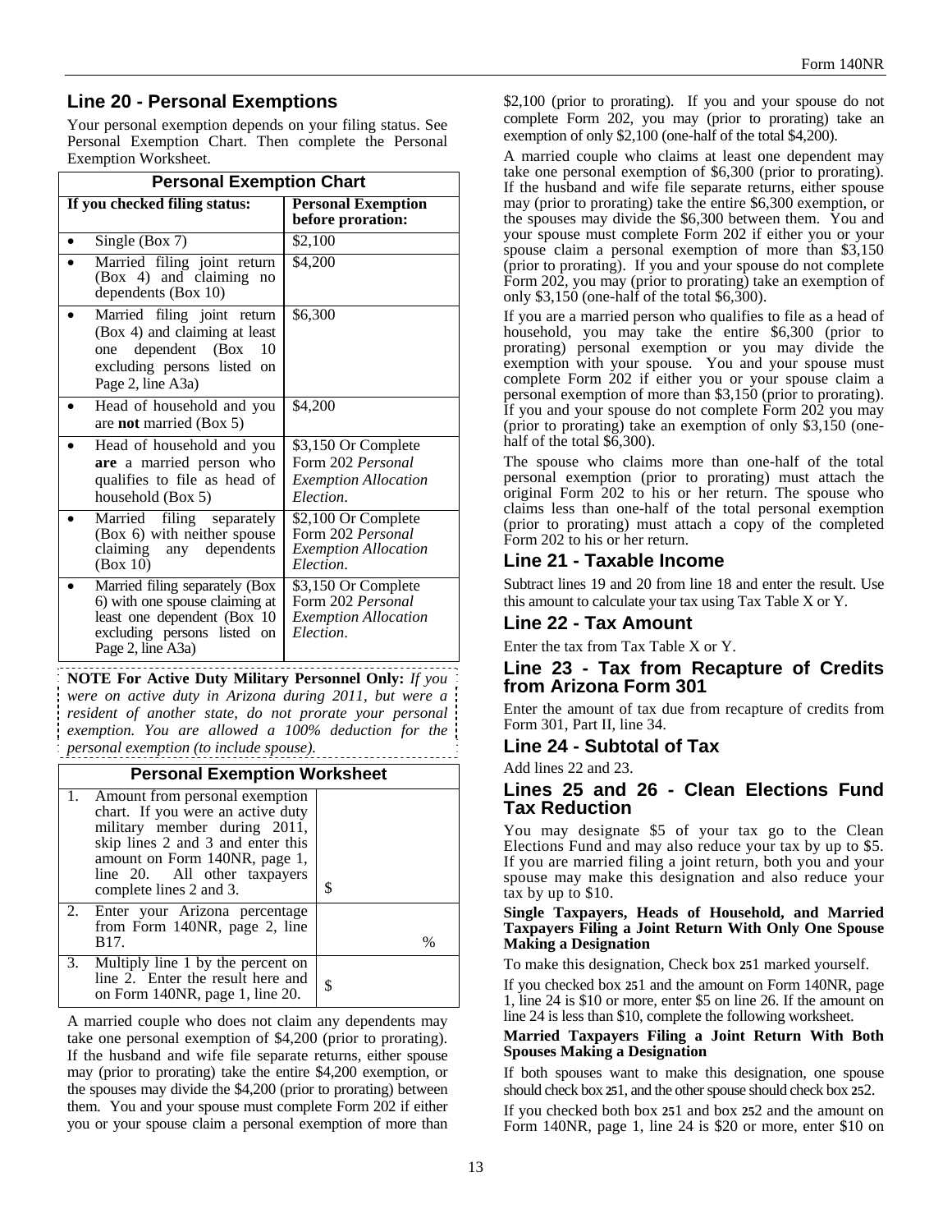## Line 20 - Personal Exemptions

Your personal exemption depends on your filing status. See Personal Exemption Chart. Then complete the Personal Exemption Worksheet.

**Personal Exemption Chart**

| If you checked filing status: | Personal Exemption before proration: |
|---|---|
| • Single (Box 7) | $2,100 |
| • Married filing joint return (Box 4) and claiming no dependents (Box 10) | $4,200 |
| • Married filing joint return (Box 4) and claiming at least one dependent (Box 10 excluding persons listed on Page 2, line A3a) | $6,300 |
| • Head of household and you are **not** married (Box 5) | $4,200 |
| • Head of household and you **are** a married person who qualifies to file as head of household (Box 5) | $3,150 Or Complete Form 202 *Personal Exemption Allocation Election*. |
| • Married filing separately (Box 6) with neither spouse claiming any dependents (Box 10) | $2,100 Or Complete Form 202 *Personal Exemption Allocation Election*. |
| • Married filing separately (Box 6) with one spouse claiming at least one dependent (Box 10 excluding persons listed on Page 2, line A3a) | $3,150 Or Complete Form 202 *Personal Exemption Allocation Election*. |

**NOTE For Active Duty Military Personnel Only:** *If you were on active duty in Arizona during 2011, but were a resident of another state, do not prorate your personal exemption. You are allowed a 100% deduction for the personal exemption (to include spouse).*

**Personal Exemption Worksheet**

| | | |
|---|---|---|
| 1. | Amount from personal exemption chart. If you were an active duty military member during 2011, skip lines 2 and 3 and enter this amount on Form 140NR, page 1, line 20. All other taxpayers complete lines 2 and 3. | $ |
| 2. | Enter your Arizona percentage from Form 140NR, page 2, line B17. | % |
| 3. | Multiply line 1 by the percent on line 2. Enter the result here and on Form 140NR, page 1, line 20. | $ |

A married couple who does not claim any dependents may take one personal exemption of $4,200 (prior to prorating). If the husband and wife file separate returns, either spouse may (prior to prorating) take the entire $4,200 exemption, or the spouses may divide the $4,200 (prior to prorating) between them. You and your spouse must complete Form 202 if either you or your spouse claim a personal exemption of more than $2,100 (prior to prorating). If you and your spouse do not complete Form 202, you may (prior to prorating) take an exemption of only $2,100 (one-half of the total $4,200).

A married couple who claims at least one dependent may take one personal exemption of $6,300 (prior to prorating). If the husband and wife file separate returns, either spouse may (prior to prorating) take the entire $6,300 exemption, or the spouses may divide the $6,300 between them. You and your spouse must complete Form 202 if either you or your spouse claim a personal exemption of more than $3,150 (prior to prorating). If you and your spouse do not complete Form 202, you may (prior to prorating) take an exemption of only $3,150 (one-half of the total $6,300).

If you are a married person who qualifies to file as a head of household, you may take the entire $6,300 (prior to prorating) personal exemption or you may divide the exemption with your spouse. You and your spouse must complete Form 202 if either you or your spouse claim a personal exemption of more than $3,150 (prior to prorating). If you and your spouse do not complete Form 202 you may (prior to prorating) take an exemption of only $3,150 (one-half of the total $6,300).

The spouse who claims more than one-half of the total personal exemption (prior to prorating) must attach the original Form 202 to his or her return. The spouse who claims less than one-half of the total personal exemption (prior to prorating) must attach a copy of the completed Form 202 to his or her return.

## Line 21 - Taxable Income

Subtract lines 19 and 20 from line 18 and enter the result. Use this amount to calculate your tax using Tax Table X or Y.

## Line 22 - Tax Amount

Enter the tax from Tax Table X or Y.

## Line 23 - Tax from Recapture of Credits from Arizona Form 301

Enter the amount of tax due from recapture of credits from Form 301, Part II, line 34.

## Line 24 - Subtotal of Tax

Add lines 22 and 23.

## Lines 25 and 26 - Clean Elections Fund Tax Reduction

You may designate $5 of your tax go to the Clean Elections Fund and may also reduce your tax by up to $5. If you are married filing a joint return, both you and your spouse may make this designation and also reduce your tax by up to $10.

**Single Taxpayers, Heads of Household, and Married Taxpayers Filing a Joint Return With Only One Spouse Making a Designation**

To make this designation, Check box 251 marked yourself.

If you checked box 251 and the amount on Form 140NR, page 1, line 24 is $10 or more, enter $5 on line 26. If the amount on line 24 is less than $10, complete the following worksheet.

**Married Taxpayers Filing a Joint Return With Both Spouses Making a Designation**

If both spouses want to make this designation, one spouse should check box 251, and the other spouse should check box 252.

If you checked both box 251 and box 252 and the amount on Form 140NR, page 1, line 24 is $20 or more, enter $10 on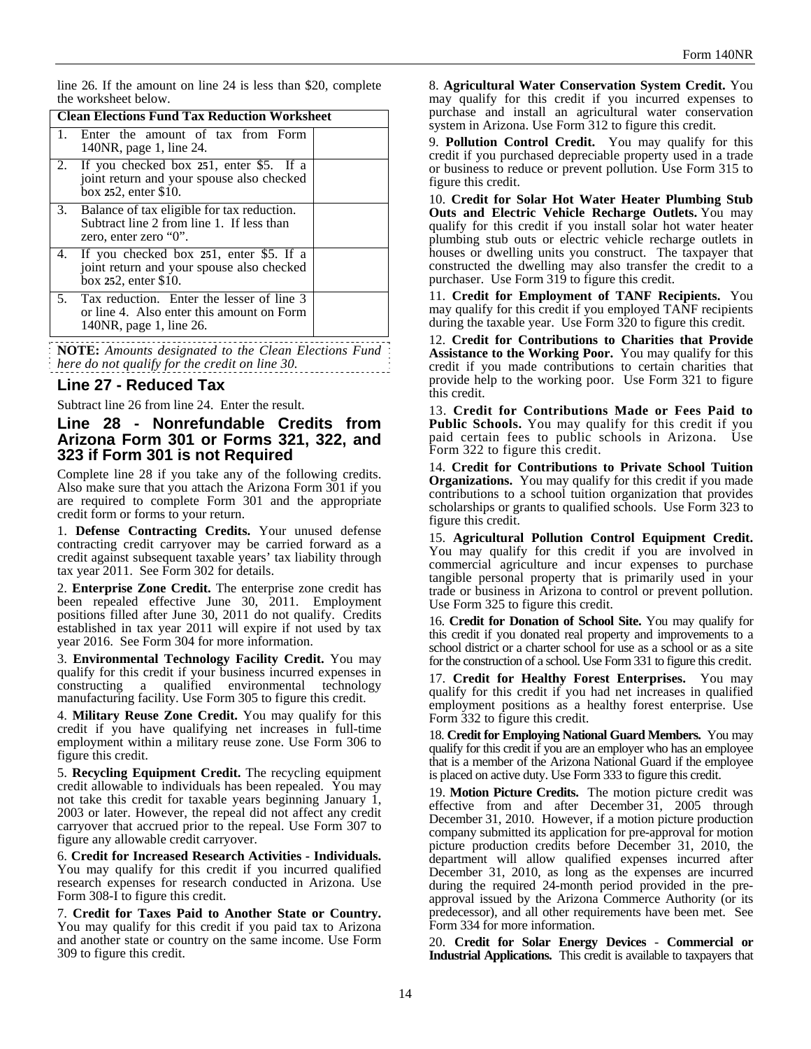line 26. If the amount on line 24 is less than $20, complete the worksheet below.

| Clean Elections Fund Tax Reduction Worksheet | |
|---|---|
| 1. Enter the amount of tax from Form 140NR, page 1, line 24. | |
| 2. If you checked box 251, enter $5. If a joint return and your spouse also checked box 252, enter $10. | |
| 3. Balance of tax eligible for tax reduction. Subtract line 2 from line 1. If less than zero, enter zero "0". | |
| 4. If you checked box 251, enter $5. If a joint return and your spouse also checked box 252, enter $10. | |
| 5. Tax reduction. Enter the lesser of line 3 or line 4. Also enter this amount on Form 140NR, page 1, line 26. | |

**NOTE:** *Amounts designated to the Clean Elections Fund here do not qualify for the credit on line 30.*

## Line 27 - Reduced Tax

Subtract line 26 from line 24. Enter the result.

## Line 28 - Nonrefundable Credits from Arizona Form 301 or Forms 321, 322, and 323 if Form 301 is not Required

Complete line 28 if you take any of the following credits. Also make sure that you attach the Arizona Form 301 if you are required to complete Form 301 and the appropriate credit form or forms to your return.

1. **Defense Contracting Credits.** Your unused defense contracting credit carryover may be carried forward as a credit against subsequent taxable years' tax liability through tax year 2011. See Form 302 for details.

2. **Enterprise Zone Credit.** The enterprise zone credit has been repealed effective June 30, 2011. Employment positions filled after June 30, 2011 do not qualify. Credits established in tax year 2011 will expire if not used by tax year 2016. See Form 304 for more information.

3. **Environmental Technology Facility Credit.** You may qualify for this credit if your business incurred expenses in constructing a qualified environmental technology manufacturing facility. Use Form 305 to figure this credit.

4. **Military Reuse Zone Credit.** You may qualify for this credit if you have qualifying net increases in full-time employment within a military reuse zone. Use Form 306 to figure this credit.

5. **Recycling Equipment Credit.** The recycling equipment credit allowable to individuals has been repealed. You may not take this credit for taxable years beginning January 1, 2003 or later. However, the repeal did not affect any credit carryover that accrued prior to the repeal. Use Form 307 to figure any allowable credit carryover.

6. **Credit for Increased Research Activities - Individuals.** You may qualify for this credit if you incurred qualified research expenses for research conducted in Arizona. Use Form 308-I to figure this credit.

7. **Credit for Taxes Paid to Another State or Country.** You may qualify for this credit if you paid tax to Arizona and another state or country on the same income. Use Form 309 to figure this credit.

8. **Agricultural Water Conservation System Credit.** You may qualify for this credit if you incurred expenses to purchase and install an agricultural water conservation system in Arizona. Use Form 312 to figure this credit.

9. **Pollution Control Credit.** You may qualify for this credit if you purchased depreciable property used in a trade or business to reduce or prevent pollution. Use Form 315 to figure this credit.

10. **Credit for Solar Hot Water Heater Plumbing Stub Outs and Electric Vehicle Recharge Outlets.** You may qualify for this credit if you install solar hot water heater plumbing stub outs or electric vehicle recharge outlets in houses or dwelling units you construct. The taxpayer that constructed the dwelling may also transfer the credit to a purchaser. Use Form 319 to figure this credit.

11. **Credit for Employment of TANF Recipients.** You may qualify for this credit if you employed TANF recipients during the taxable year. Use Form 320 to figure this credit.

12. **Credit for Contributions to Charities that Provide Assistance to the Working Poor.** You may qualify for this credit if you made contributions to certain charities that provide help to the working poor. Use Form 321 to figure this credit.

13. **Credit for Contributions Made or Fees Paid to Public Schools.** You may qualify for this credit if you paid certain fees to public schools in Arizona. Use Form 322 to figure this credit.

14. **Credit for Contributions to Private School Tuition Organizations.** You may qualify for this credit if you made contributions to a school tuition organization that provides scholarships or grants to qualified schools. Use Form 323 to figure this credit.

15. **Agricultural Pollution Control Equipment Credit.** You may qualify for this credit if you are involved in commercial agriculture and incur expenses to purchase tangible personal property that is primarily used in your trade or business in Arizona to control or prevent pollution. Use Form 325 to figure this credit.

16. **Credit for Donation of School Site.** You may qualify for this credit if you donated real property and improvements to a school district or a charter school for use as a school or as a site for the construction of a school. Use Form 331 to figure this credit.

17. **Credit for Healthy Forest Enterprises.** You may qualify for this credit if you had net increases in qualified employment positions as a healthy forest enterprise. Use Form 332 to figure this credit.

18. **Credit for Employing National Guard Members.** You may qualify for this credit if you are an employer who has an employee that is a member of the Arizona National Guard if the employee is placed on active duty. Use Form 333 to figure this credit.

19. **Motion Picture Credits.** The motion picture credit was effective from and after December 31, 2005 through December 31, 2010. However, if a motion picture production company submitted its application for pre-approval for motion picture production credits before December 31, 2010, the department will allow qualified expenses incurred after December 31, 2010, as long as the expenses are incurred during the required 24-month period provided in the pre-approval issued by the Arizona Commerce Authority (or its predecessor), and all other requirements have been met. See Form 334 for more information.

20. **Credit for Solar Energy Devices - Commercial or Industrial Applications.** This credit is available to taxpayers that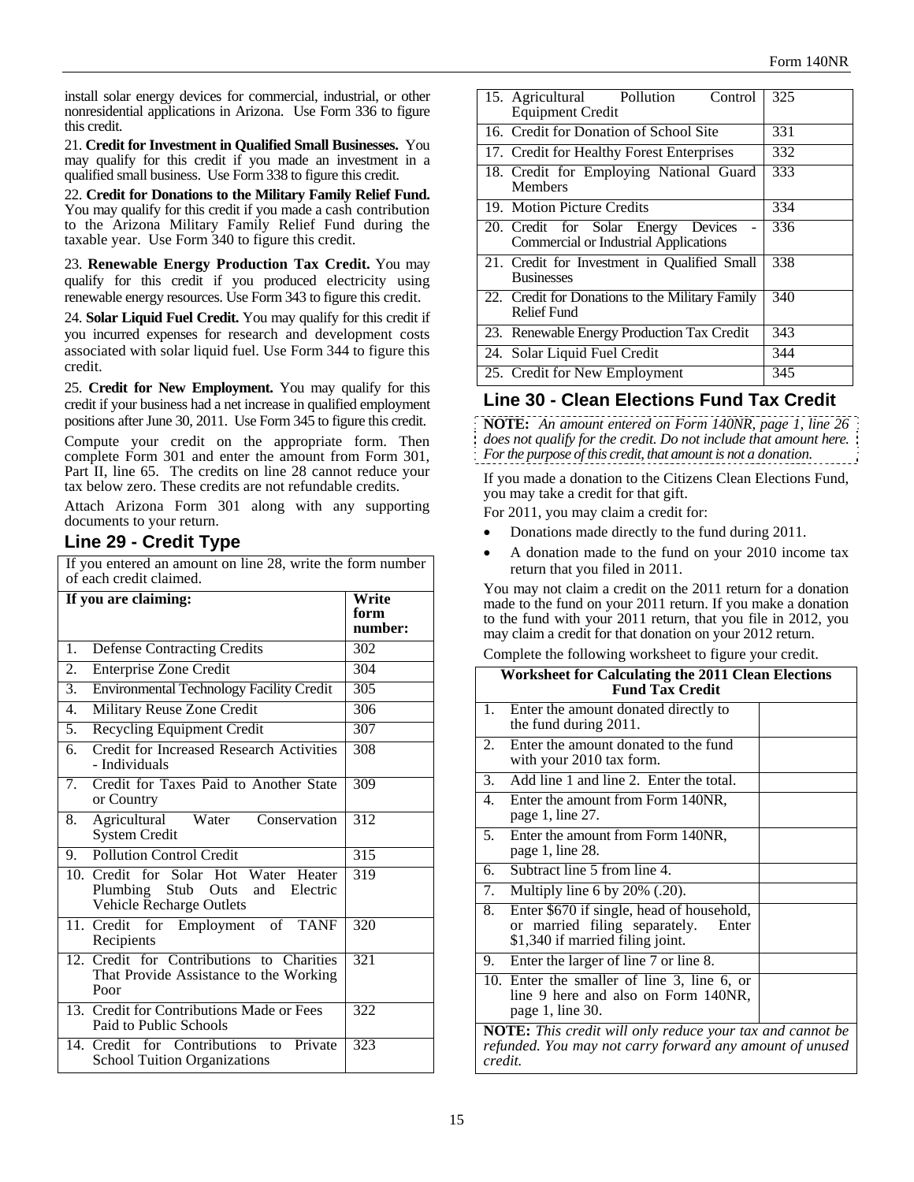install solar energy devices for commercial, industrial, or other nonresidential applications in Arizona. Use Form 336 to figure this credit.

21. **Credit for Investment in Qualified Small Businesses.** You may qualify for this credit if you made an investment in a qualified small business. Use Form 338 to figure this credit.

22. **Credit for Donations to the Military Family Relief Fund.** You may qualify for this credit if you made a cash contribution to the Arizona Military Family Relief Fund during the taxable year. Use Form 340 to figure this credit.

23. **Renewable Energy Production Tax Credit.** You may qualify for this credit if you produced electricity using renewable energy resources. Use Form 343 to figure this credit.

24. **Solar Liquid Fuel Credit.** You may qualify for this credit if you incurred expenses for research and development costs associated with solar liquid fuel. Use Form 344 to figure this credit.

25. **Credit for New Employment.** You may qualify for this credit if your business had a net increase in qualified employment positions after June 30, 2011. Use Form 345 to figure this credit.

Compute your credit on the appropriate form. Then complete Form 301 and enter the amount from Form 301, Part II, line 65. The credits on line 28 cannot reduce your tax below zero. These credits are not refundable credits.

Attach Arizona Form 301 along with any supporting documents to your return.

## Line 29 - Credit Type

If you entered an amount on line 28, write the form number of each credit claimed.

| If you are claiming: | Write form number: |
|---|---|
| 1. Defense Contracting Credits | 302 |
| 2. Enterprise Zone Credit | 304 |
| 3. Environmental Technology Facility Credit | 305 |
| 4. Military Reuse Zone Credit | 306 |
| 5. Recycling Equipment Credit | 307 |
| 6. Credit for Increased Research Activities - Individuals | 308 |
| 7. Credit for Taxes Paid to Another State or Country | 309 |
| 8. Agricultural Water Conservation System Credit | 312 |
| 9. Pollution Control Credit | 315 |
| 10. Credit for Solar Hot Water Heater Plumbing Stub Outs and Electric Vehicle Recharge Outlets | 319 |
| 11. Credit for Employment of TANF Recipients | 320 |
| 12. Credit for Contributions to Charities That Provide Assistance to the Working Poor | 321 |
| 13. Credit for Contributions Made or Fees Paid to Public Schools | 322 |
| 14. Credit for Contributions to Private School Tuition Organizations | 323 |
| 15. Agricultural Pollution Control Equipment Credit | 325 |
| 16. Credit for Donation of School Site | 331 |
| 17. Credit for Healthy Forest Enterprises | 332 |
| 18. Credit for Employing National Guard Members | 333 |
| 19. Motion Picture Credits | 334 |
| 20. Credit for Solar Energy Devices - Commercial or Industrial Applications | 336 |
| 21. Credit for Investment in Qualified Small Businesses | 338 |
| 22. Credit for Donations to the Military Family Relief Fund | 340 |
| 23. Renewable Energy Production Tax Credit | 343 |
| 24. Solar Liquid Fuel Credit | 344 |
| 25. Credit for New Employment | 345 |

## Line 30 - Clean Elections Fund Tax Credit

**NOTE:** *An amount entered on Form 140NR, page 1, line 26 does not qualify for the credit. Do not include that amount here. For the purpose of this credit, that amount is not a donation.*

If you made a donation to the Citizens Clean Elections Fund, you may take a credit for that gift.

For 2011, you may claim a credit for:

- Donations made directly to the fund during 2011.
- A donation made to the fund on your 2010 income tax return that you filed in 2011.

You may not claim a credit on the 2011 return for a donation made to the fund on your 2011 return. If you make a donation to the fund with your 2011 return, that you file in 2012, you may claim a credit for that donation on your 2012 return.

Complete the following worksheet to figure your credit.

| Worksheet for Calculating the 2011 Clean Elections Fund Tax Credit | |
|---|---|
| 1. Enter the amount donated directly to the fund during 2011. | |
| 2. Enter the amount donated to the fund with your 2010 tax form. | |
| 3. Add line 1 and line 2. Enter the total. | |
| 4. Enter the amount from Form 140NR, page 1, line 27. | |
| 5. Enter the amount from Form 140NR, page 1, line 28. | |
| 6. Subtract line 5 from line 4. | |
| 7. Multiply line 6 by 20% (.20). | |
| 8. Enter $670 if single, head of household, or married filing separately. Enter $1,340 if married filing joint. | |
| 9. Enter the larger of line 7 or line 8. | |
| 10. Enter the smaller of line 3, line 6, or line 9 here and also on Form 140NR, page 1, line 30. | |

**NOTE:** *This credit will only reduce your tax and cannot be refunded. You may not carry forward any amount of unused credit.*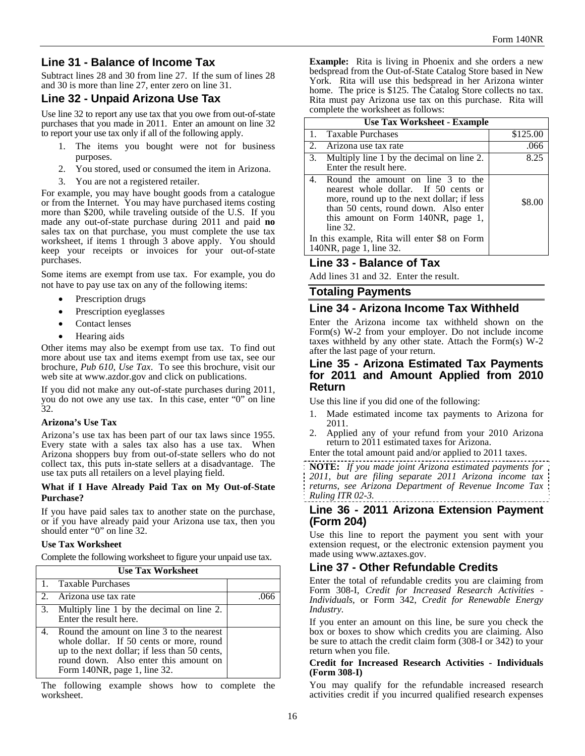## Line 31 - Balance of Income Tax

Subtract lines 28 and 30 from line 27. If the sum of lines 28 and 30 is more than line 27, enter zero on line 31.

## Line 32 - Unpaid Arizona Use Tax

Use line 32 to report any use tax that you owe from out-of-state purchases that you made in 2011. Enter an amount on line 32 to report your use tax only if all of the following apply.

1. The items you bought were not for business purposes.
2. You stored, used or consumed the item in Arizona.
3. You are not a registered retailer.

For example, you may have bought goods from a catalogue or from the Internet. You may have purchased items costing more than $200, while traveling outside of the U.S. If you made any out-of-state purchase during 2011 and paid **no** sales tax on that purchase, you must complete the use tax worksheet, if items 1 through 3 above apply. You should keep your receipts or invoices for your out-of-state purchases.

Some items are exempt from use tax. For example, you do not have to pay use tax on any of the following items:

- Prescription drugs
- Prescription eyeglasses
- Contact lenses
- Hearing aids

Other items may also be exempt from use tax. To find out more about use tax and items exempt from use tax, see our brochure, *Pub 610, Use Tax*. To see this brochure, visit our web site at www.azdor.gov and click on publications.

If you did not make any out-of-state purchases during 2011, you do not owe any use tax. In this case, enter "0" on line 32.

**Arizona's Use Tax**

Arizona's use tax has been part of our tax laws since 1955. Every state with a sales tax also has a use tax. When Arizona shoppers buy from out-of-state sellers who do not collect tax, this puts in-state sellers at a disadvantage. The use tax puts all retailers on a level playing field.

**What if I Have Already Paid Tax on My Out-of-State Purchase?**

If you have paid sales tax to another state on the purchase, or if you have already paid your Arizona use tax, then you should enter "0" on line 32.

**Use Tax Worksheet**

Complete the following worksheet to figure your unpaid use tax.

| Use Tax Worksheet | |
|---|---|
| 1. Taxable Purchases | |
| 2. Arizona use tax rate | .066 |
| 3. Multiply line 1 by the decimal on line 2. Enter the result here. | |
| 4. Round the amount on line 3 to the nearest whole dollar. If 50 cents or more, round up to the next dollar; if less than 50 cents, round down. Also enter this amount on Form 140NR, page 1, line 32. | |

The following example shows how to complete the worksheet.

**Example:** Rita is living in Phoenix and she orders a new bedspread from the Out-of-State Catalog Store based in New York. Rita will use this bedspread in her Arizona winter home. The price is $125. The Catalog Store collects no tax. Rita must pay Arizona use tax on this purchase. Rita will complete the worksheet as follows:

| Use Tax Worksheet - Example | |
|---|---|
| 1. Taxable Purchases | $125.00 |
| 2. Arizona use tax rate | .066 |
| 3. Multiply line 1 by the decimal on line 2. Enter the result here. | 8.25 |
| 4. Round the amount on line 3 to the nearest whole dollar. If 50 cents or more, round up to the next dollar; if less than 50 cents, round down. Also enter this amount on Form 140NR, page 1, line 32. In this example, Rita will enter $8 on Form 140NR, page 1, line 32. | $8.00 |

## Line 33 - Balance of Tax

Add lines 31 and 32. Enter the result.

# Totaling Payments

## Line 34 - Arizona Income Tax Withheld

Enter the Arizona income tax withheld shown on the Form(s) W-2 from your employer. Do not include income taxes withheld by any other state. Attach the Form(s) W-2 after the last page of your return.

## Line 35 - Arizona Estimated Tax Payments for 2011 and Amount Applied from 2010 Return

Use this line if you did one of the following:

1. Made estimated income tax payments to Arizona for 2011.
2. Applied any of your refund from your 2010 Arizona return to 2011 estimated taxes for Arizona.

Enter the total amount paid and/or applied to 2011 taxes.

**NOTE:** *If you made joint Arizona estimated payments for 2011, but are filing separate 2011 Arizona income tax returns, see Arizona Department of Revenue Income Tax Ruling ITR 02-3.*

## Line 36 - 2011 Arizona Extension Payment (Form 204)

Use this line to report the payment you sent with your extension request, or the electronic extension payment you made using www.aztaxes.gov.

## Line 37 - Other Refundable Credits

Enter the total of refundable credits you are claiming from Form 308-I, *Credit for Increased Research Activities - Individuals*, or Form 342, *Credit for Renewable Energy Industry*.

If you enter an amount on this line, be sure you check the box or boxes to show which credits you are claiming. Also be sure to attach the credit claim form (308-I or 342) to your return when you file.

**Credit for Increased Research Activities - Individuals (Form 308-I)**

You may qualify for the refundable increased research activities credit if you incurred qualified research expenses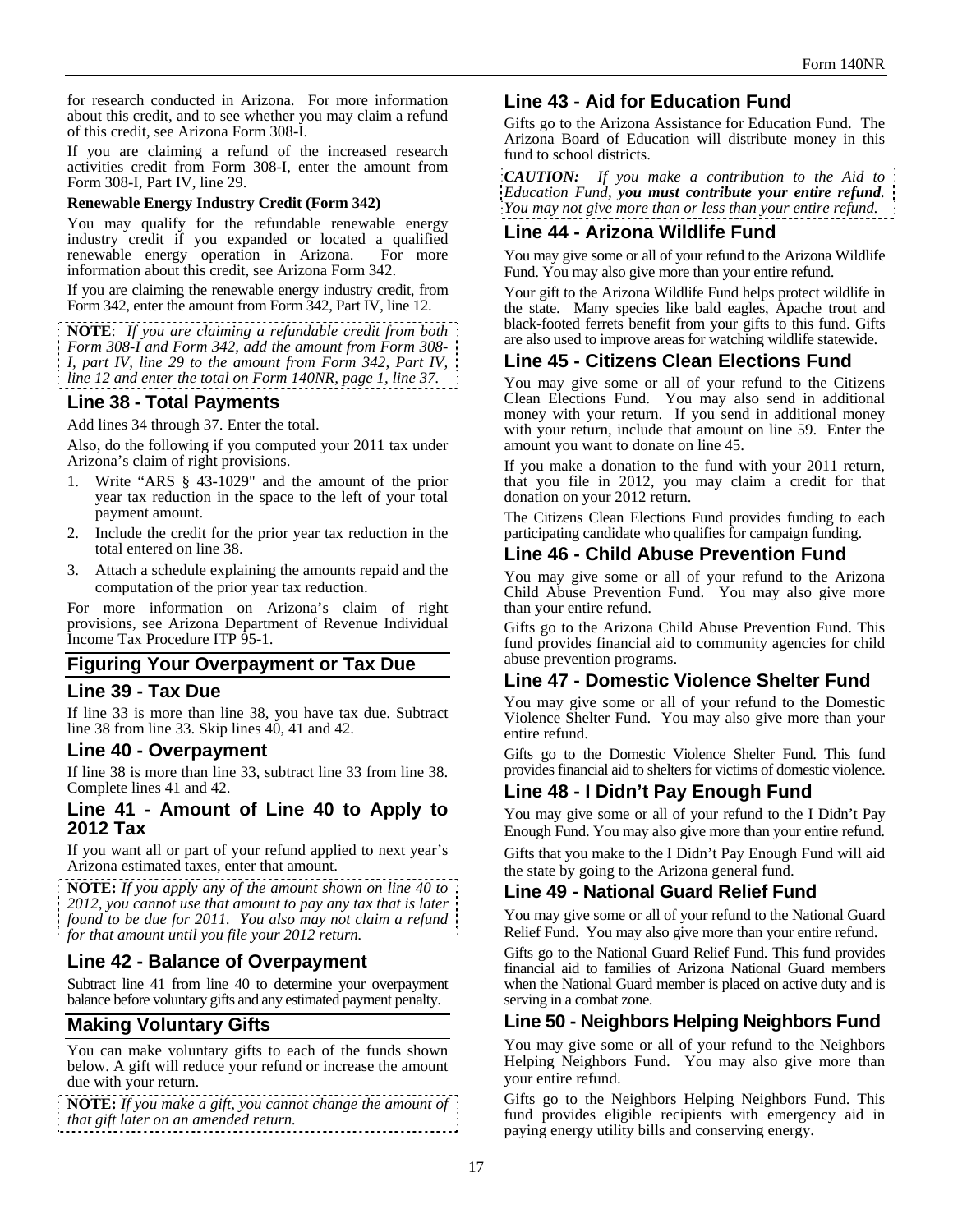for research conducted in Arizona. For more information about this credit, and to see whether you may claim a refund of this credit, see Arizona Form 308-I.

If you are claiming a refund of the increased research activities credit from Form 308-I, enter the amount from Form 308-I, Part IV, line 29.

**Renewable Energy Industry Credit (Form 342)**

You may qualify for the refundable renewable energy industry credit if you expanded or located a qualified renewable energy operation in Arizona. For more information about this credit, see Arizona Form 342.

If you are claiming the renewable energy industry credit, from Form 342, enter the amount from Form 342, Part IV, line 12.

**NOTE**: *If you are claiming a refundable credit from both Form 308-I and Form 342, add the amount from Form 308-I, part IV, line 29 to the amount from Form 342, Part IV, line 12 and enter the total on Form 140NR, page 1, line 37.*

## Line 38 - Total Payments

Add lines 34 through 37. Enter the total.

Also, do the following if you computed your 2011 tax under Arizona's claim of right provisions.

1. Write "ARS § 43-1029" and the amount of the prior year tax reduction in the space to the left of your total payment amount.
2. Include the credit for the prior year tax reduction in the total entered on line 38.
3. Attach a schedule explaining the amounts repaid and the computation of the prior year tax reduction.

For more information on Arizona's claim of right provisions, see Arizona Department of Revenue Individual Income Tax Procedure ITP 95-1.

## Figuring Your Overpayment or Tax Due

## Line 39 - Tax Due

If line 33 is more than line 38, you have tax due. Subtract line 38 from line 33. Skip lines 40, 41 and 42.

## Line 40 - Overpayment

If line 38 is more than line 33, subtract line 33 from line 38. Complete lines 41 and 42.

## Line 41 - Amount of Line 40 to Apply to 2012 Tax

If you want all or part of your refund applied to next year's Arizona estimated taxes, enter that amount.

**NOTE:** *If you apply any of the amount shown on line 40 to 2012, you cannot use that amount to pay any tax that is later found to be due for 2011. You also may not claim a refund for that amount until you file your 2012 return.*

## Line 42 - Balance of Overpayment

Subtract line 41 from line 40 to determine your overpayment balance before voluntary gifts and any estimated payment penalty.

## Making Voluntary Gifts

You can make voluntary gifts to each of the funds shown below. A gift will reduce your refund or increase the amount due with your return.

**NOTE:** *If you make a gift, you cannot change the amount of that gift later on an amended return.*

## Line 43 - Aid for Education Fund

Gifts go to the Arizona Assistance for Education Fund. The Arizona Board of Education will distribute money in this fund to school districts.

***CAUTION:*** *If you make a contribution to the Aid to Education Fund, **you must contribute your entire refund**. You may not give more than or less than your entire refund.*

## Line 44 - Arizona Wildlife Fund

You may give some or all of your refund to the Arizona Wildlife Fund. You may also give more than your entire refund.

Your gift to the Arizona Wildlife Fund helps protect wildlife in the state. Many species like bald eagles, Apache trout and black-footed ferrets benefit from your gifts to this fund. Gifts are also used to improve areas for watching wildlife statewide.

## Line 45 - Citizens Clean Elections Fund

You may give some or all of your refund to the Citizens Clean Elections Fund. You may also send in additional money with your return. If you send in additional money with your return, include that amount on line 59. Enter the amount you want to donate on line 45.

If you make a donation to the fund with your 2011 return, that you file in 2012, you may claim a credit for that donation on your 2012 return.

The Citizens Clean Elections Fund provides funding to each participating candidate who qualifies for campaign funding.

## Line 46 - Child Abuse Prevention Fund

You may give some or all of your refund to the Arizona Child Abuse Prevention Fund. You may also give more than your entire refund.

Gifts go to the Arizona Child Abuse Prevention Fund. This fund provides financial aid to community agencies for child abuse prevention programs.

## Line 47 - Domestic Violence Shelter Fund

You may give some or all of your refund to the Domestic Violence Shelter Fund. You may also give more than your entire refund.

Gifts go to the Domestic Violence Shelter Fund. This fund provides financial aid to shelters for victims of domestic violence.

## Line 48 - I Didn't Pay Enough Fund

You may give some or all of your refund to the I Didn't Pay Enough Fund. You may also give more than your entire refund.

Gifts that you make to the I Didn't Pay Enough Fund will aid the state by going to the Arizona general fund.

## Line 49 - National Guard Relief Fund

You may give some or all of your refund to the National Guard Relief Fund. You may also give more than your entire refund.

Gifts go to the National Guard Relief Fund. This fund provides financial aid to families of Arizona National Guard members when the National Guard member is placed on active duty and is serving in a combat zone.

## Line 50 - Neighbors Helping Neighbors Fund

You may give some or all of your refund to the Neighbors Helping Neighbors Fund. You may also give more than your entire refund.

Gifts go to the Neighbors Helping Neighbors Fund. This fund provides eligible recipients with emergency aid in paying energy utility bills and conserving energy.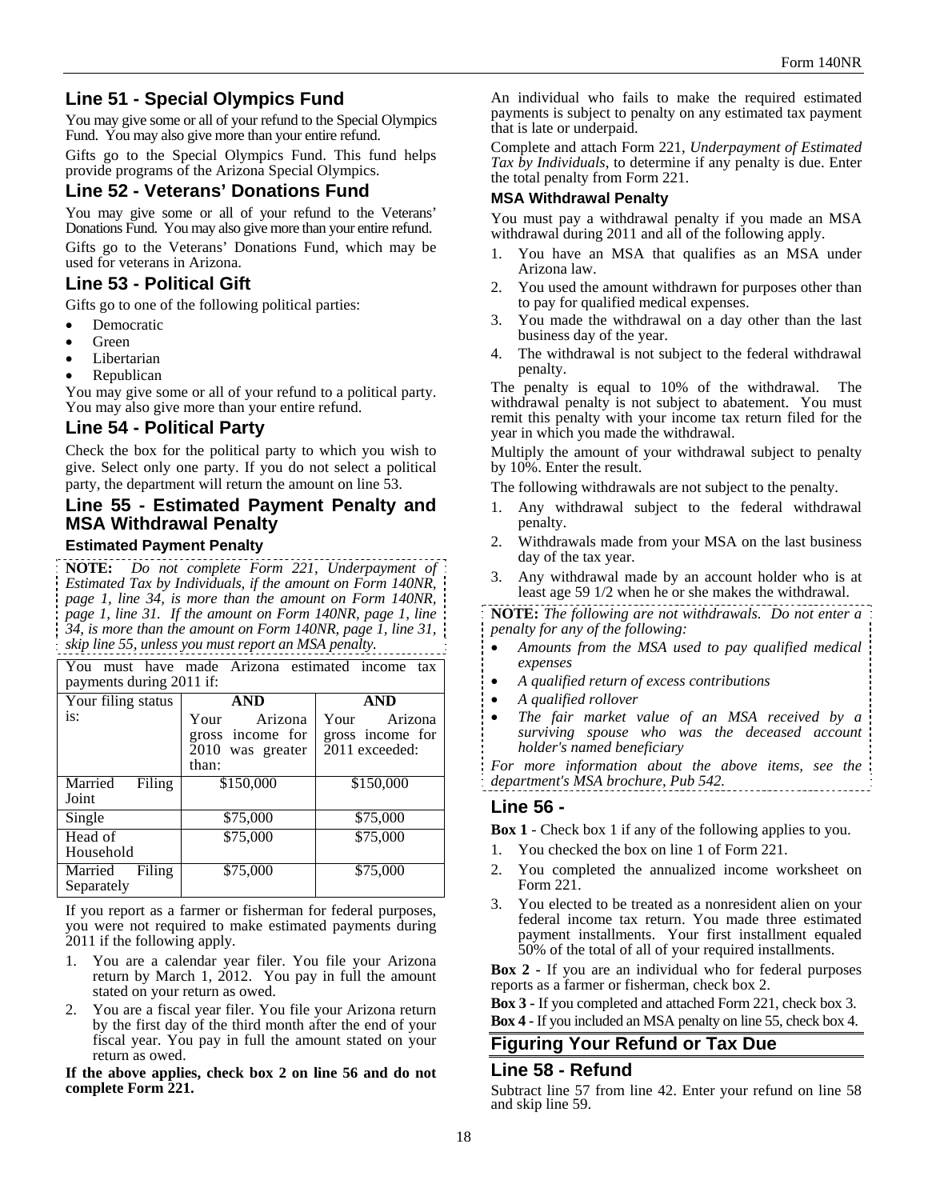## Line 51 - Special Olympics Fund

You may give some or all of your refund to the Special Olympics Fund. You may also give more than your entire refund.

Gifts go to the Special Olympics Fund. This fund helps provide programs of the Arizona Special Olympics.

## Line 52 - Veterans' Donations Fund

You may give some or all of your refund to the Veterans' Donations Fund. You may also give more than your entire refund.

Gifts go to the Veterans' Donations Fund, which may be used for veterans in Arizona.

## Line 53 - Political Gift

Gifts go to one of the following political parties:

- Democratic
- Green
- Libertarian
- Republican

You may give some or all of your refund to a political party. You may also give more than your entire refund.

## Line 54 - Political Party

Check the box for the political party to which you wish to give. Select only one party. If you do not select a political party, the department will return the amount on line 53.

## Line 55 - Estimated Payment Penalty and MSA Withdrawal Penalty

### Estimated Payment Penalty

**NOTE:** *Do not complete Form 221, Underpayment of Estimated Tax by Individuals, if the amount on Form 140NR, page 1, line 34, is more than the amount on Form 140NR, page 1, line 31. If the amount on Form 140NR, page 1, line 34, is more than the amount on Form 140NR, page 1, line 31, skip line 55, unless you must report an MSA penalty.*

You must have made Arizona estimated income tax payments during 2011 if:

| Your filing status is: | AND Your Arizona gross income for 2010 was greater than: | AND Your Arizona gross income for 2011 exceeded: |
|---|---|---|
| Married Filing Joint | $150,000 | $150,000 |
| Single | $75,000 | $75,000 |
| Head of Household | $75,000 | $75,000 |
| Married Filing Separately | $75,000 | $75,000 |

If you report as a farmer or fisherman for federal purposes, you were not required to make estimated payments during 2011 if the following apply.

1. You are a calendar year filer. You file your Arizona return by March 1, 2012. You pay in full the amount stated on your return as owed.
2. You are a fiscal year filer. You file your Arizona return by the first day of the third month after the end of your fiscal year. You pay in full the amount stated on your return as owed.

**If the above applies, check box 2 on line 56 and do not complete Form 221.**

An individual who fails to make the required estimated payments is subject to penalty on any estimated tax payment that is late or underpaid.

Complete and attach Form 221, *Underpayment of Estimated Tax by Individuals*, to determine if any penalty is due. Enter the total penalty from Form 221.

### MSA Withdrawal Penalty

You must pay a withdrawal penalty if you made an MSA withdrawal during 2011 and all of the following apply.

1. You have an MSA that qualifies as an MSA under Arizona law.
2. You used the amount withdrawn for purposes other than to pay for qualified medical expenses.
3. You made the withdrawal on a day other than the last business day of the year.
4. The withdrawal is not subject to the federal withdrawal penalty.

The penalty is equal to 10% of the withdrawal. The withdrawal penalty is not subject to abatement. You must remit this penalty with your income tax return filed for the year in which you made the withdrawal.

Multiply the amount of your withdrawal subject to penalty by 10%. Enter the result.

The following withdrawals are not subject to the penalty.

1. Any withdrawal subject to the federal withdrawal penalty.
2. Withdrawals made from your MSA on the last business day of the tax year.
3. Any withdrawal made by an account holder who is at least age 59 1/2 when he or she makes the withdrawal.

**NOTE:** *The following are not withdrawals. Do not enter a penalty for any of the following:*

- *Amounts from the MSA used to pay qualified medical expenses*
- *A qualified return of excess contributions*
- *A qualified rollover*
- *The fair market value of an MSA received by a surviving spouse who was the deceased account holder's named beneficiary*

*For more information about the above items, see the department's MSA brochure, Pub 542.*

## Line 56 -

**Box 1** - Check box 1 if any of the following applies to you.

1. You checked the box on line 1 of Form 221.
2. You completed the annualized income worksheet on Form 221.
3. You elected to be treated as a nonresident alien on your federal income tax return. You made three estimated payment installments. Your first installment equaled 50% of the total of all of your required installments.

**Box 2** - If you are an individual who for federal purposes reports as a farmer or fisherman, check box 2.

**Box 3** - If you completed and attached Form 221, check box 3.

**Box 4** - If you included an MSA penalty on line 55, check box 4.

# Figuring Your Refund or Tax Due

## Line 58 - Refund

Subtract line 57 from line 42. Enter your refund on line 58 and skip line 59.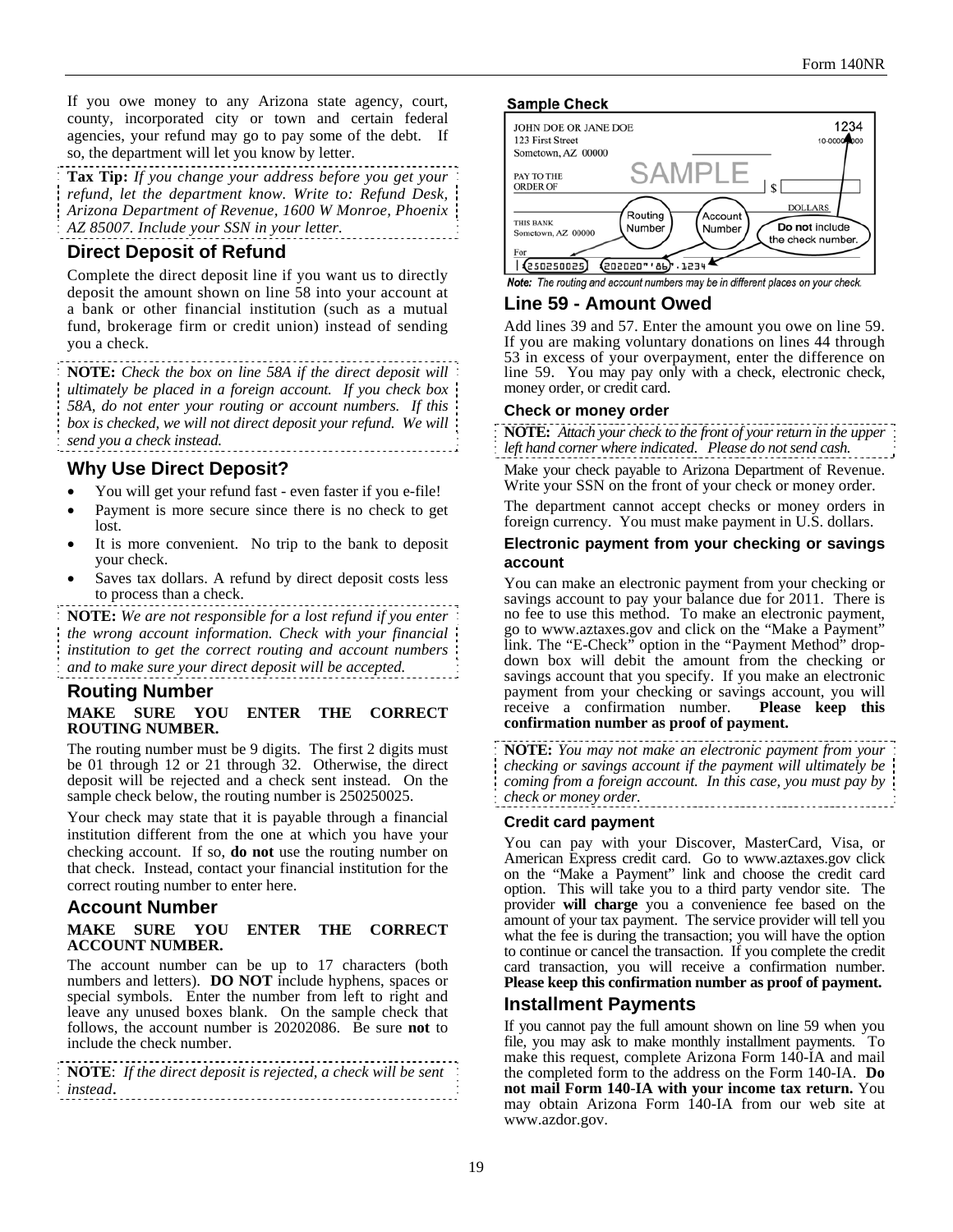If you owe money to any Arizona state agency, court, county, incorporated city or town and certain federal agencies, your refund may go to pay some of the debt. If so, the department will let you know by letter.

**Tax Tip:** *If you change your address before you get your refund, let the department know. Write to: Refund Desk, Arizona Department of Revenue, 1600 W Monroe, Phoenix AZ 85007. Include your SSN in your letter.*

## Direct Deposit of Refund

Complete the direct deposit line if you want us to directly deposit the amount shown on line 58 into your account at a bank or other financial institution (such as a mutual fund, brokerage firm or credit union) instead of sending you a check.

**NOTE:** *Check the box on line 58A if the direct deposit will ultimately be placed in a foreign account. If you check box 58A, do not enter your routing or account numbers. If this box is checked, we will not direct deposit your refund. We will send you a check instead.*

## Why Use Direct Deposit?

- You will get your refund fast - even faster if you e-file!
- Payment is more secure since there is no check to get lost.
- It is more convenient. No trip to the bank to deposit your check.
- Saves tax dollars. A refund by direct deposit costs less to process than a check.

**NOTE:** *We are not responsible for a lost refund if you enter the wrong account information. Check with your financial institution to get the correct routing and account numbers and to make sure your direct deposit will be accepted.*

## Routing Number

**MAKE SURE YOU ENTER THE CORRECT ROUTING NUMBER.**

The routing number must be 9 digits. The first 2 digits must be 01 through 12 or 21 through 32. Otherwise, the direct deposit will be rejected and a check sent instead. On the sample check below, the routing number is 250250025.

Your check may state that it is payable through a financial institution different from the one at which you have your checking account. If so, **do not** use the routing number on that check. Instead, contact your financial institution for the correct routing number to enter here.

## Account Number

**MAKE SURE YOU ENTER THE CORRECT ACCOUNT NUMBER.**

The account number can be up to 17 characters (both numbers and letters). **DO NOT** include hyphens, spaces or special symbols. Enter the number from left to right and leave any unused boxes blank. On the sample check that follows, the account number is 20202086. Be sure **not** to include the check number.

**NOTE**: *If the direct deposit is rejected, a check will be sent instead.*

**Sample Check**

JOHN DOE OR JANE DOE
123 First Street
Sometown, AZ 00000

1234

PAY TO THE ORDER OF — SAMPLE — $ — DOLLARS

THIS BANK
Sometown, AZ 00000

Routing Number — Account Number — **Do not** include the check number.

For

250250025 — 202020"'86" 1234

*Note: The routing and account numbers may be in different places on your check.*

## Line 59 - Amount Owed

Add lines 39 and 57. Enter the amount you owe on line 59. If you are making voluntary donations on lines 44 through 53 in excess of your overpayment, enter the difference on line 59. You may pay only with a check, electronic check, money order, or credit card.

### Check or money order

**NOTE:** *Attach your check to the front of your return in the upper left hand corner where indicated. Please do not send cash.*

Make your check payable to Arizona Department of Revenue. Write your SSN on the front of your check or money order.

The department cannot accept checks or money orders in foreign currency. You must make payment in U.S. dollars.

### Electronic payment from your checking or savings account

You can make an electronic payment from your checking or savings account to pay your balance due for 2011. There is no fee to use this method. To make an electronic payment, go to www.aztaxes.gov and click on the "Make a Payment" link. The "E-Check" option in the "Payment Method" drop-down box will debit the amount from the checking or savings account that you specify. If you make an electronic payment from your checking or savings account, you will receive a confirmation number. **Please keep this confirmation number as proof of payment.**

**NOTE:** *You may not make an electronic payment from your checking or savings account if the payment will ultimately be coming from a foreign account. In this case, you must pay by check or money order.*

### Credit card payment

You can pay with your Discover, MasterCard, Visa, or American Express credit card. Go to www.aztaxes.gov click on the "Make a Payment" link and choose the credit card option. This will take you to a third party vendor site. The provider **will charge** you a convenience fee based on the amount of your tax payment. The service provider will tell you what the fee is during the transaction; you will have the option to continue or cancel the transaction. If you complete the credit card transaction, you will receive a confirmation number. **Please keep this confirmation number as proof of payment.**

## Installment Payments

If you cannot pay the full amount shown on line 59 when you file, you may ask to make monthly installment payments. To make this request, complete Arizona Form 140-IA and mail the completed form to the address on the Form 140-IA. **Do not mail Form 140-IA with your income tax return.** You may obtain Arizona Form 140-IA from our web site at www.azdor.gov.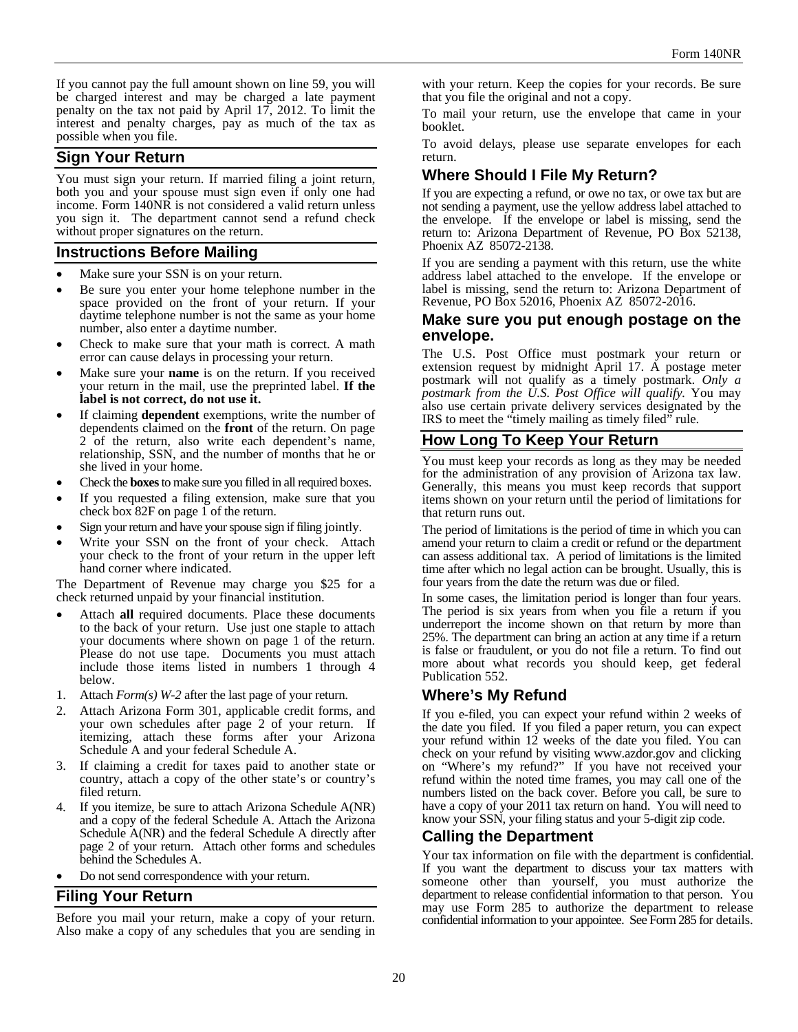If you cannot pay the full amount shown on line 59, you will be charged interest and may be charged a late payment penalty on the tax not paid by April 17, 2012. To limit the interest and penalty charges, pay as much of the tax as possible when you file.

## Sign Your Return

You must sign your return. If married filing a joint return, both you and your spouse must sign even if only one had income. Form 140NR is not considered a valid return unless you sign it. The department cannot send a refund check without proper signatures on the return.

## Instructions Before Mailing

- Make sure your SSN is on your return.
- Be sure you enter your home telephone number in the space provided on the front of your return. If your daytime telephone number is not the same as your home number, also enter a daytime number.
- Check to make sure that your math is correct. A math error can cause delays in processing your return.
- Make sure your **name** is on the return. If you received your return in the mail, use the preprinted label. **If the label is not correct, do not use it.**
- If claiming **dependent** exemptions, write the number of dependents claimed on the **front** of the return. On page 2 of the return, also write each dependent's name, relationship, SSN, and the number of months that he or she lived in your home.
- Check the **boxes** to make sure you filled in all required boxes.
- If you requested a filing extension, make sure that you check box 82F on page 1 of the return.
- Sign your return and have your spouse sign if filing jointly.
- Write your SSN on the front of your check. Attach your check to the front of your return in the upper left hand corner where indicated.

The Department of Revenue may charge you $25 for a check returned unpaid by your financial institution.

- Attach **all** required documents. Place these documents to the back of your return. Use just one staple to attach your documents where shown on page 1 of the return. Please do not use tape. Documents you must attach include those items listed in numbers 1 through 4 below.

1. Attach *Form(s) W-2* after the last page of your return.
2. Attach Arizona Form 301, applicable credit forms, and your own schedules after page 2 of your return. If itemizing, attach these forms after your Arizona Schedule A and your federal Schedule A.
3. If claiming a credit for taxes paid to another state or country, attach a copy of the other state's or country's filed return.
4. If you itemize, be sure to attach Arizona Schedule A(NR) and a copy of the federal Schedule A. Attach the Arizona Schedule A(NR) and the federal Schedule A directly after page 2 of your return. Attach other forms and schedules behind the Schedules A.

- Do not send correspondence with your return.

## Filing Your Return

Before you mail your return, make a copy of your return. Also make a copy of any schedules that you are sending in with your return. Keep the copies for your records. Be sure that you file the original and not a copy.

To mail your return, use the envelope that came in your booklet.

To avoid delays, please use separate envelopes for each return.

## Where Should I File My Return?

If you are expecting a refund, or owe no tax, or owe tax but are not sending a payment, use the yellow address label attached to the envelope. If the envelope or label is missing, send the return to: Arizona Department of Revenue, PO Box 52138, Phoenix AZ 85072-2138.

If you are sending a payment with this return, use the white address label attached to the envelope. If the envelope or label is missing, send the return to: Arizona Department of Revenue, PO Box 52016, Phoenix AZ 85072-2016.

### Make sure you put enough postage on the envelope.

The U.S. Post Office must postmark your return or extension request by midnight April 17. A postage meter postmark will not qualify as a timely postmark. *Only a postmark from the U.S. Post Office will qualify.* You may also use certain private delivery services designated by the IRS to meet the "timely mailing as timely filed" rule.

## How Long To Keep Your Return

You must keep your records as long as they may be needed for the administration of any provision of Arizona tax law. Generally, this means you must keep records that support items shown on your return until the period of limitations for that return runs out.

The period of limitations is the period of time in which you can amend your return to claim a credit or refund or the department can assess additional tax. A period of limitations is the limited time after which no legal action can be brought. Usually, this is four years from the date the return was due or filed.

In some cases, the limitation period is longer than four years. The period is six years from when you file a return if you underreport the income shown on that return by more than 25%. The department can bring an action at any time if a return is false or fraudulent, or you do not file a return. To find out more about what records you should keep, get federal Publication 552.

## Where's My Refund

If you e-filed, you can expect your refund within 2 weeks of the date you filed. If you filed a paper return, you can expect your refund within 12 weeks of the date you filed. You can check on your refund by visiting www.azdor.gov and clicking on "Where's my refund?" If you have not received your refund within the noted time frames, you may call one of the numbers listed on the back cover. Before you call, be sure to have a copy of your 2011 tax return on hand. You will need to know your SSN, your filing status and your 5-digit zip code.

## Calling the Department

Your tax information on file with the department is confidential. If you want the department to discuss your tax matters with someone other than yourself, you must authorize the department to release confidential information to that person. You may use Form 285 to authorize the department to release confidential information to your appointee. See Form 285 for details.